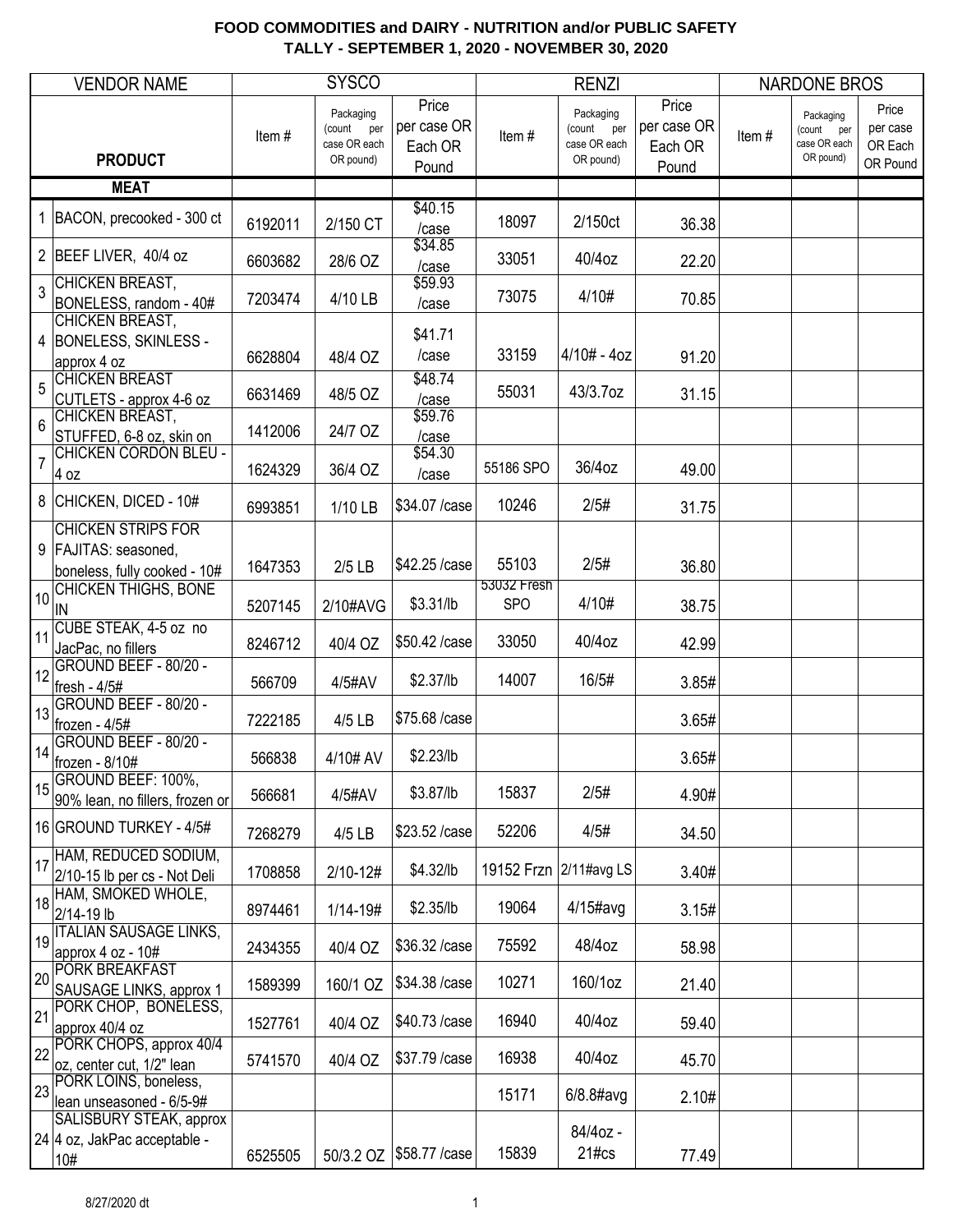# FOOD COMMODITIES and DAIRY - NUTRITION and/or PUBLIC SAFETY

## TALLY - SEPTEMBER 1, 2020 - NOVEMBER 30, 2020

| | VENDOR NAME | SYSCO | | | RENZI | | | NARDONE BROS | | |
|---|---|---|---|---|---|---|---|---|---|---|
| | **PRODUCT** | Item # | Packaging (count per case OR each OR pound) | Price per case OR Each OR Pound | Item # | Packaging (count per case OR each OR pound) | Price per case OR Each OR Pound | Item # | Packaging (count per case OR each OR pound) | Price per case OR Each OR Pound |
| | **MEAT** | | | | | | | | | |
| 1 | BACON, precooked - 300 ct | 6192011 | 2/150 CT | $40.15 /case | 18097 | 2/150ct | 36.38 | | | |
| 2 | BEEF LIVER, 40/4 oz | 6603682 | 28/6 OZ | $34.85 /case | 33051 | 40/4oz | 22.20 | | | |
| 3 | CHICKEN BREAST, BONELESS, random - 40# | 7203474 | 4/10 LB | $59.93 /case | 73075 | 4/10# | 70.85 | | | |
| 4 | CHICKEN BREAST, BONELESS, SKINLESS - approx 4 oz | 6628804 | 48/4 OZ | $41.71 /case | 33159 | 4/10# - 4oz | 91.20 | | | |
| 5 | CHICKEN BREAST CUTLETS - approx 4-6 oz | 6631469 | 48/5 OZ | $48.74 /case | 55031 | 43/3.7oz | 31.15 | | | |
| 6 | CHICKEN BREAST, STUFFED, 6-8 oz, skin on | 1412006 | 24/7 OZ | $59.76 /case | | | | | | |
| 7 | CHICKEN CORDON BLEU - 4 oz | 1624329 | 36/4 OZ | $54.30 /case | 55186 SPO | 36/4oz | 49.00 | | | |
| 8 | CHICKEN, DICED - 10# | 6993851 | 1/10 LB | $34.07 /case | 10246 | 2/5# | 31.75 | | | |
| 9 | CHICKEN STRIPS FOR FAJITAS: seasoned, boneless, fully cooked - 10# | 1647353 | 2/5 LB | $42.25 /case | 55103 | 2/5# | 36.80 | | | |
| 10 | CHICKEN THIGHS, BONE IN | 5207145 | 2/10#AVG | $3.31/lb | 53032 Fresh SPO | 4/10# | 38.75 | | | |
| 11 | CUBE STEAK, 4-5 oz no JacPac, no fillers | 8246712 | 40/4 OZ | $50.42 /case | 33050 | 40/4oz | 42.99 | | | |
| 12 | GROUND BEEF - 80/20 - fresh - 4/5# | 566709 | 4/5#AV | $2.37/lb | 14007 | 16/5# | 3.85# | | | |
| 13 | GROUND BEEF - 80/20 - frozen - 4/5# | 7222185 | 4/5 LB | $75.68 /case | | | 3.65# | | | |
| 14 | GROUND BEEF - 80/20 - frozen - 8/10# | 566838 | 4/10# AV | $2.23/lb | | | 3.65# | | | |
| 15 | GROUND BEEF: 100%, 90% lean, no fillers, frozen or | 566681 | 4/5#AV | $3.87/lb | 15837 | 2/5# | 4.90# | | | |
| 16 | GROUND TURKEY - 4/5# | 7268279 | 4/5 LB | $23.52 /case | 52206 | 4/5# | 34.50 | | | |
| 17 | HAM, REDUCED SODIUM, 2/10-15 lb per cs - Not Deli | 1708858 | 2/10-12# | $4.32/lb | 19152 Frzn | 2/11#avg LS | 3.40# | | | |
| 18 | HAM, SMOKED WHOLE, 2/14-19 lb | 8974461 | 1/14-19# | $2.35/lb | 19064 | 4/15#avg | 3.15# | | | |
| 19 | ITALIAN SAUSAGE LINKS, approx 4 oz - 10# | 2434355 | 40/4 OZ | $36.32 /case | 75592 | 48/4oz | 58.98 | | | |
| 20 | PORK BREAKFAST SAUSAGE LINKS, approx 1 | 1589399 | 160/1 OZ | $34.38 /case | 10271 | 160/1oz | 21.40 | | | |
| 21 | PORK CHOP, BONELESS, approx 40/4 oz | 1527761 | 40/4 OZ | $40.73 /case | 16940 | 40/4oz | 59.40 | | | |
| 22 | PORK CHOPS, approx 40/4 oz, center cut, 1/2" lean | 5741570 | 40/4 OZ | $37.79 /case | 16938 | 40/4oz | 45.70 | | | |
| 23 | PORK LOINS, boneless, lean unseasoned - 6/5-9# | | | | 15171 | 6/8.8#avg | 2.10# | | | |
| 24 | SALISBURY STEAK, approx 4 oz, JakPac acceptable - 10# | 6525505 | 50/3.2 OZ | $58.77 /case | 15839 | 84/4oz - 21#cs | 77.49 | | | |

8/27/2020 dt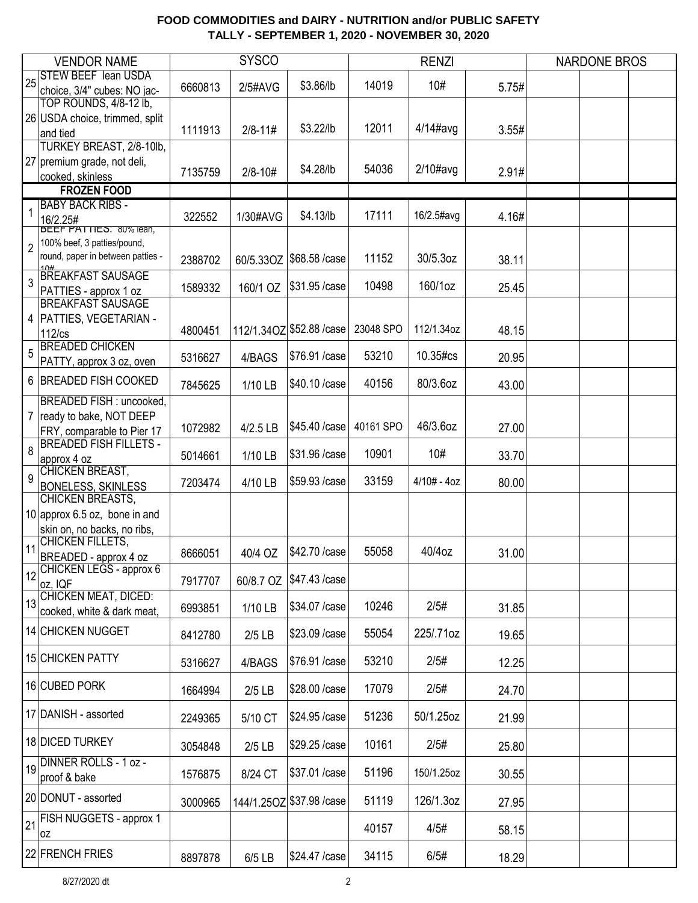# FOOD COMMODITIES and DAIRY - NUTRITION and/or PUBLIC SAFETY
## TALLY - SEPTEMBER 1, 2020 - NOVEMBER 30, 2020

| | VENDOR NAME | SYSCO | | | RENZI | | | NARDONE BROS | | |
|---|---|---|---|---|---|---|---|---|---|---|
| 25 | STEW BEEF lean USDA choice, 3/4" cubes: NO jac- | 6660813 | 2/5#AVG | $3.86/lb | 14019 | 10# | 5.75# | | | |
| 26 | TOP ROUNDS, 4/8-12 lb, USDA choice, trimmed, split and tied | 1111913 | 2/8-11# | $3.22/lb | 12011 | 4/14#avg | 3.55# | | | |
| 27 | TURKEY BREAST, 2/8-10lb, premium grade, not deli, cooked, skinless | 7135759 | 2/8-10# | $4.28/lb | 54036 | 2/10#avg | 2.91# | | | |
| | **FROZEN FOOD** | | | | | | | | | |
| 1 | BABY BACK RIBS - 16/2.25# | 322552 | 1/30#AVG | $4.13/lb | 17111 | 16/2.5#avg | 4.16# | | | |
| 2 | BEEF PATTIES: 80% lean, 100% beef, 3 patties/pound, round, paper in between patties - 10# | 2388702 | 60/5.33OZ | $68.58 /case | 11152 | 30/5.3oz | 38.11 | | | |
| 3 | BREAKFAST SAUSAGE PATTIES - approx 1 oz | 1589332 | 160/1 OZ | $31.95 /case | 10498 | 160/1oz | 25.45 | | | |
| 4 | BREAKFAST SAUSAGE PATTIES, VEGETARIAN - 112/cs | 4800451 | 112/1.34OZ | $52.88 /case | 23048 SPO | 112/1.34oz | 48.15 | | | |
| 5 | BREADED CHICKEN PATTY, approx 3 oz, oven | 5316627 | 4/BAGS | $76.91 /case | 53210 | 10.35#cs | 20.95 | | | |
| 6 | BREADED FISH COOKED | 7845625 | 1/10 LB | $40.10 /case | 40156 | 80/3.6oz | 43.00 | | | |
| 7 | BREADED FISH : uncooked, ready to bake, NOT DEEP FRY, comparable to Pier 17 | 1072982 | 4/2.5 LB | $45.40 /case | 40161 SPO | 46/3.6oz | 27.00 | | | |
| 8 | BREADED FISH FILLETS - approx 4 oz | 5014661 | 1/10 LB | $31.96 /case | 10901 | 10# | 33.70 | | | |
| 9 | CHICKEN BREAST, BONELESS, SKINLESS | 7203474 | 4/10 LB | $59.93 /case | 33159 | 4/10# - 4oz | 80.00 | | | |
| 10 | CHICKEN BREASTS, approx 6.5 oz, bone in and skin on, no backs, no ribs, | | | | | | | | | |
| 11 | CHICKEN FILLETS, BREADED - approx 4 oz | 8666051 | 40/4 OZ | $42.70 /case | 55058 | 40/4oz | 31.00 | | | |
| 12 | CHICKEN LEGS - approx 6 oz, IQF | 7917707 | 60/8.7 OZ | $47.43 /case | | | | | | |
| 13 | CHICKEN MEAT, DICED: cooked, white & dark meat, | 6993851 | 1/10 LB | $34.07 /case | 10246 | 2/5# | 31.85 | | | |
| 14 | CHICKEN NUGGET | 8412780 | 2/5 LB | $23.09 /case | 55054 | 225/.71oz | 19.65 | | | |
| 15 | CHICKEN PATTY | 5316627 | 4/BAGS | $76.91 /case | 53210 | 2/5# | 12.25 | | | |
| 16 | CUBED PORK | 1664994 | 2/5 LB | $28.00 /case | 17079 | 2/5# | 24.70 | | | |
| 17 | DANISH - assorted | 2249365 | 5/10 CT | $24.95 /case | 51236 | 50/1.25oz | 21.99 | | | |
| 18 | DICED TURKEY | 3054848 | 2/5 LB | $29.25 /case | 10161 | 2/5# | 25.80 | | | |
| 19 | DINNER ROLLS - 1 oz - proof & bake | 1576875 | 8/24 CT | $37.01 /case | 51196 | 150/1.25oz | 30.55 | | | |
| 20 | DONUT - assorted | 3000965 | 144/1.25OZ | $37.98 /case | 51119 | 126/1.3oz | 27.95 | | | |
| 21 | FISH NUGGETS - approx 1 oz | | | | 40157 | 4/5# | 58.15 | | | |
| 22 | FRENCH FRIES | 8897878 | 6/5 LB | $24.47 /case | 34115 | 6/5# | 18.29 | | | |

8/27/2020 dt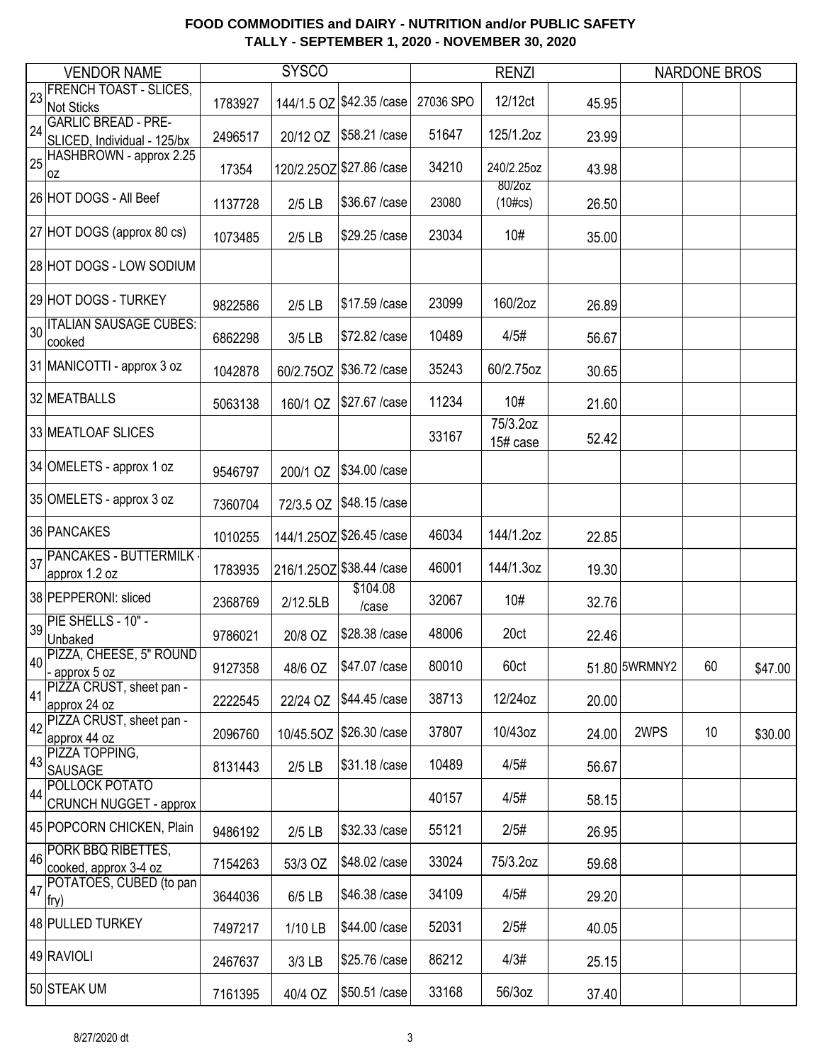# FOOD COMMODITIES and DAIRY - NUTRITION and/or PUBLIC SAFETY
## TALLY - SEPTEMBER 1, 2020 - NOVEMBER 30, 2020

| | VENDOR NAME | SYSCO | | | RENZI | | | NARDONE BROS | | |
|---|---|---|---|---|---|---|---|---|---|---|
| 23 | FRENCH TOAST - SLICES, Not Sticks | 1783927 | 144/1.5 OZ | $42.35 /case | 27036 SPO | 12/12ct | 45.95 | | | |
| 24 | GARLIC BREAD - PRE-SLICED, Individual - 125/bx | 2496517 | 20/12 OZ | $58.21 /case | 51647 | 125/1.2oz | 23.99 | | | |
| 25 | HASHBROWN - approx 2.25 oz | 17354 | 120/2.25OZ | $27.86 /case | 34210 | 240/2.25oz | 43.98 | | | |
| 26 | HOT DOGS - All Beef | 1137728 | 2/5 LB | $36.67 /case | 23080 | 80/2oz (10#cs) | 26.50 | | | |
| 27 | HOT DOGS (approx 80 cs) | 1073485 | 2/5 LB | $29.25 /case | 23034 | 10# | 35.00 | | | |
| 28 | HOT DOGS - LOW SODIUM | | | | | | | | | |
| 29 | HOT DOGS - TURKEY | 9822586 | 2/5 LB | $17.59 /case | 23099 | 160/2oz | 26.89 | | | |
| 30 | ITALIAN SAUSAGE CUBES: cooked | 6862298 | 3/5 LB | $72.82 /case | 10489 | 4/5# | 56.67 | | | |
| 31 | MANICOTTI - approx 3 oz | 1042878 | 60/2.75OZ | $36.72 /case | 35243 | 60/2.75oz | 30.65 | | | |
| 32 | MEATBALLS | 5063138 | 160/1 OZ | $27.67 /case | 11234 | 10# | 21.60 | | | |
| 33 | MEATLOAF SLICES | | | | 33167 | 75/3.2oz 15# case | 52.42 | | | |
| 34 | OMELETS - approx 1 oz | 9546797 | 200/1 OZ | $34.00 /case | | | | | | |
| 35 | OMELETS - approx 3 oz | 7360704 | 72/3.5 OZ | $48.15 /case | | | | | | |
| 36 | PANCAKES | 1010255 | 144/1.25OZ | $26.45 /case | 46034 | 144/1.2oz | 22.85 | | | |
| 37 | PANCAKES - BUTTERMILK - approx 1.2 oz | 1783935 | 216/1.25OZ | $38.44 /case | 46001 | 144/1.3oz | 19.30 | | | |
| 38 | PEPPERONI: sliced | 2368769 | 2/12.5LB | $104.08 /case | 32067 | 10# | 32.76 | | | |
| 39 | PIE SHELLS - 10" - Unbaked | 9786021 | 20/8 OZ | $28.38 /case | 48006 | 20ct | 22.46 | | | |
| 40 | PIZZA, CHEESE, 5" ROUND - approx 5 oz | 9127358 | 48/6 OZ | $47.07 /case | 80010 | 60ct | 51.80 | 5WRMNY2 | 60 | $47.00 |
| 41 | PIZZA CRUST, sheet pan - approx 24 oz | 2222545 | 22/24 OZ | $44.45 /case | 38713 | 12/24oz | 20.00 | | | |
| 42 | PIZZA CRUST, sheet pan - approx 44 oz | 2096760 | 10/45.5OZ | $26.30 /case | 37807 | 10/43oz | 24.00 | 2WPS | 10 | $30.00 |
| 43 | PIZZA TOPPING, SAUSAGE | 8131443 | 2/5 LB | $31.18 /case | 10489 | 4/5# | 56.67 | | | |
| 44 | POLLOCK POTATO CRUNCH NUGGET - approx | | | | 40157 | 4/5# | 58.15 | | | |
| 45 | POPCORN CHICKEN, Plain | 9486192 | 2/5 LB | $32.33 /case | 55121 | 2/5# | 26.95 | | | |
| 46 | PORK BBQ RIBETTES, cooked, approx 3-4 oz | 7154263 | 53/3 OZ | $48.02 /case | 33024 | 75/3.2oz | 59.68 | | | |
| 47 | POTATOES, CUBED (to pan fry) | 3644036 | 6/5 LB | $46.38 /case | 34109 | 4/5# | 29.20 | | | |
| 48 | PULLED TURKEY | 7497217 | 1/10 LB | $44.00 /case | 52031 | 2/5# | 40.05 | | | |
| 49 | RAVIOLI | 2467637 | 3/3 LB | $25.76 /case | 86212 | 4/3# | 25.15 | | | |
| 50 | STEAK UM | 7161395 | 40/4 OZ | $50.51 /case | 33168 | 56/3oz | 37.40 | | | |

8/27/2020 dt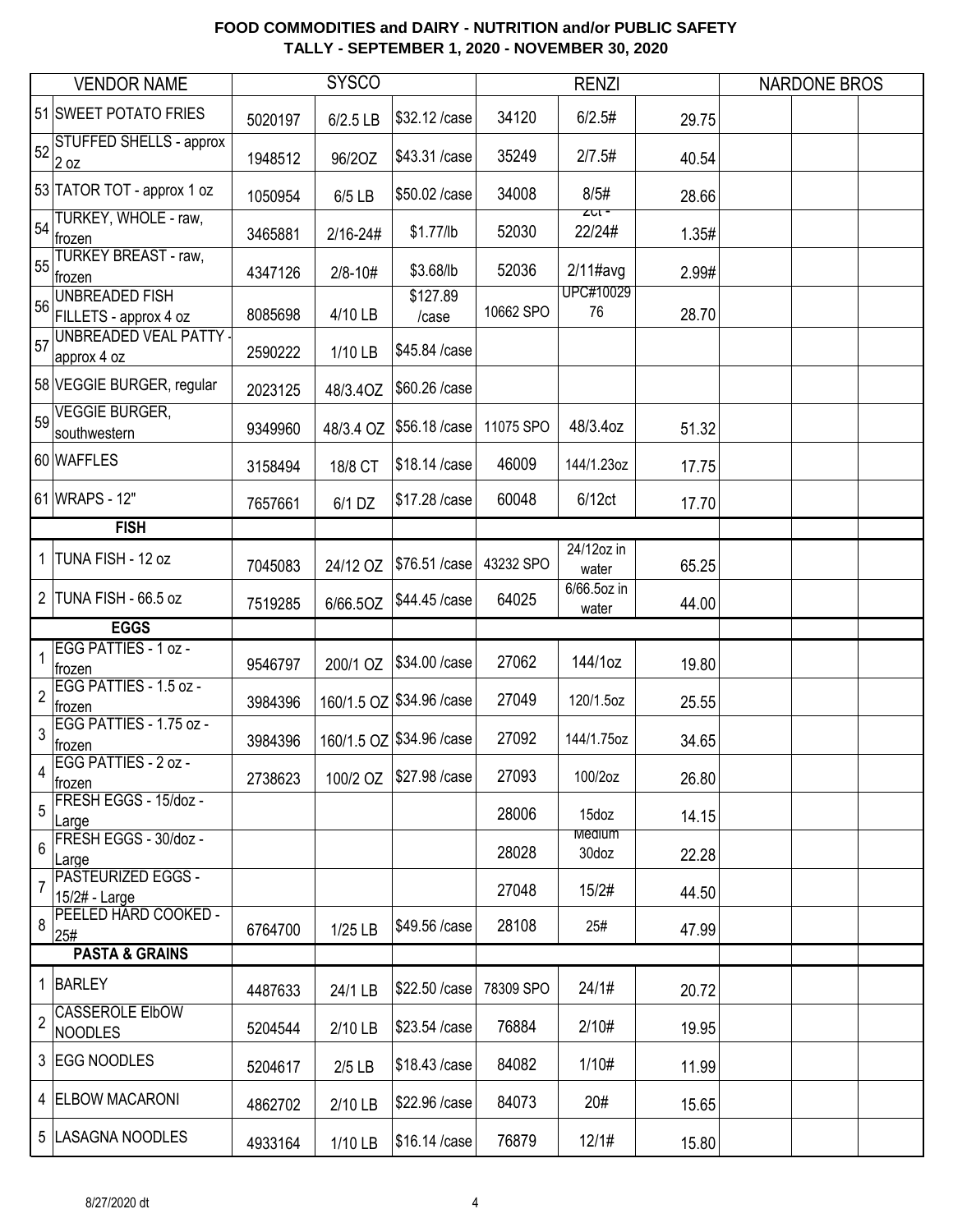# FOOD COMMODITIES and DAIRY - NUTRITION and/or PUBLIC SAFETY
## TALLY - SEPTEMBER 1, 2020 - NOVEMBER 30, 2020

| | VENDOR NAME | SYSCO | | | RENZI | | | NARDONE BROS | | |
|---|---|---|---|---|---|---|---|---|---|---|
| 51 | SWEET POTATO FRIES | 5020197 | 6/2.5 LB | $32.12 /case | 34120 | 6/2.5# | 29.75 | | | |
| 52 | STUFFED SHELLS - approx 2 oz | 1948512 | 96/2OZ | $43.31 /case | 35249 | 2/7.5# | 40.54 | | | |
| 53 | TATOR TOT - approx 1 oz | 1050954 | 6/5 LB | $50.02 /case | 34008 | 8/5# | 28.66 | | | |
| 54 | TURKEY, WHOLE - raw, frozen | 3465881 | 2/16-24# | $1.77/lb | 52030 | 2ct - 22/24# | 1.35# | | | |
| 55 | TURKEY BREAST - raw, frozen | 4347126 | 2/8-10# | $3.68/lb | 52036 | 2/11#avg | 2.99# | | | |
| 56 | UNBREADED FISH FILLETS - approx 4 oz | 8085698 | 4/10 LB | $127.89 /case | 10662 SPO | UPC#1002976 | 28.70 | | | |
| 57 | UNBREADED VEAL PATTY - approx 4 oz | 2590222 | 1/10 LB | $45.84 /case | | | | | | |
| 58 | VEGGIE BURGER, regular | 2023125 | 48/3.4OZ | $60.26 /case | | | | | | |
| 59 | VEGGIE BURGER, southwestern | 9349960 | 48/3.4 OZ | $56.18 /case | 11075 SPO | 48/3.4oz | 51.32 | | | |
| 60 | WAFFLES | 3158494 | 18/8 CT | $18.14 /case | 46009 | 144/1.23oz | 17.75 | | | |
| 61 | WRAPS - 12" | 7657661 | 6/1 DZ | $17.28 /case | 60048 | 6/12ct | 17.70 | | | |
| | **FISH** | | | | | | | | | |
| 1 | TUNA FISH - 12 oz | 7045083 | 24/12 OZ | $76.51 /case | 43232 SPO | 24/12oz in water | 65.25 | | | |
| 2 | TUNA FISH - 66.5 oz | 7519285 | 6/66.5OZ | $44.45 /case | 64025 | 6/66.5oz in water | 44.00 | | | |
| | **EGGS** | | | | | | | | | |
| 1 | EGG PATTIES - 1 oz - frozen | 9546797 | 200/1 OZ | $34.00 /case | 27062 | 144/1oz | 19.80 | | | |
| 2 | EGG PATTIES - 1.5 oz - frozen | 3984396 | 160/1.5 OZ | $34.96 /case | 27049 | 120/1.5oz | 25.55 | | | |
| 3 | EGG PATTIES - 1.75 oz - frozen | 3984396 | 160/1.5 OZ | $34.96 /case | 27092 | 144/1.75oz | 34.65 | | | |
| 4 | EGG PATTIES - 2 oz - frozen | 2738623 | 100/2 OZ | $27.98 /case | 27093 | 100/2oz | 26.80 | | | |
| 5 | FRESH EGGS - 15/doz - Large | | | | 28006 | 15doz | 14.15 | | | |
| 6 | FRESH EGGS - 30/doz - Large | | | | 28028 | Medium 30doz | 22.28 | | | |
| 7 | PASTEURIZED EGGS - 15/2# - Large | | | | 27048 | 15/2# | 44.50 | | | |
| 8 | PEELED HARD COOKED - 25# | 6764700 | 1/25 LB | $49.56 /case | 28108 | 25# | 47.99 | | | |
| | **PASTA & GRAINS** | | | | | | | | | |
| 1 | BARLEY | 4487633 | 24/1 LB | $22.50 /case | 78309 SPO | 24/1# | 20.72 | | | |
| 2 | CASSEROLE ElbOW NOODLES | 5204544 | 2/10 LB | $23.54 /case | 76884 | 2/10# | 19.95 | | | |
| 3 | EGG NOODLES | 5204617 | 2/5 LB | $18.43 /case | 84082 | 1/10# | 11.99 | | | |
| 4 | ELBOW MACARONI | 4862702 | 2/10 LB | $22.96 /case | 84073 | 20# | 15.65 | | | |
| 5 | LASAGNA NOODLES | 4933164 | 1/10 LB | $16.14 /case | 76879 | 12/1# | 15.80 | | | |

8/27/2020 dt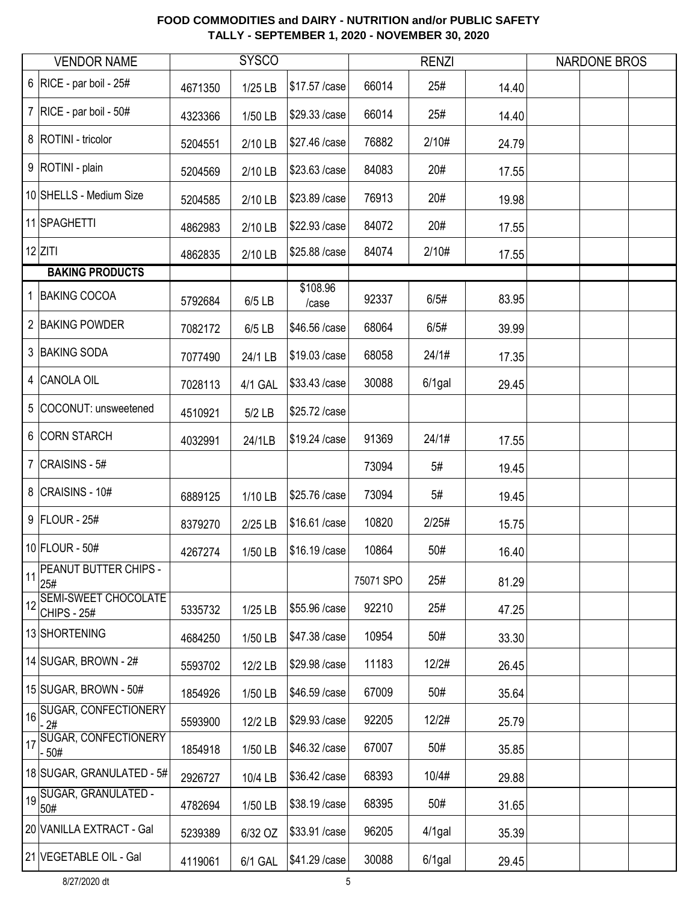# FOOD COMMODITIES and DAIRY - NUTRITION and/or PUBLIC SAFETY
## TALLY - SEPTEMBER 1, 2020 - NOVEMBER 30, 2020

| | VENDOR NAME | SYSCO | | | RENZI | | | NARDONE BROS | | |
|---|---|---|---|---|---|---|---|---|---|---|
| 6 | RICE - par boil - 25# | 4671350 | 1/25 LB | $17.57 /case | 66014 | 25# | 14.40 | | | |
| 7 | RICE - par boil - 50# | 4323366 | 1/50 LB | $29.33 /case | 66014 | 25# | 14.40 | | | |
| 8 | ROTINI - tricolor | 5204551 | 2/10 LB | $27.46 /case | 76882 | 2/10# | 24.79 | | | |
| 9 | ROTINI - plain | 5204569 | 2/10 LB | $23.63 /case | 84083 | 20# | 17.55 | | | |
| 10 | SHELLS - Medium Size | 5204585 | 2/10 LB | $23.89 /case | 76913 | 20# | 19.98 | | | |
| 11 | SPAGHETTI | 4862983 | 2/10 LB | $22.93 /case | 84072 | 20# | 17.55 | | | |
| 12 | ZITI | 4862835 | 2/10 LB | $25.88 /case | 84074 | 2/10# | 17.55 | | | |
| | **BAKING PRODUCTS** | | | | | | | | | |
| 1 | BAKING COCOA | 5792684 | 6/5 LB | $108.96 /case | 92337 | 6/5# | 83.95 | | | |
| 2 | BAKING POWDER | 7082172 | 6/5 LB | $46.56 /case | 68064 | 6/5# | 39.99 | | | |
| 3 | BAKING SODA | 7077490 | 24/1 LB | $19.03 /case | 68058 | 24/1# | 17.35 | | | |
| 4 | CANOLA OIL | 7028113 | 4/1 GAL | $33.43 /case | 30088 | 6/1gal | 29.45 | | | |
| 5 | COCONUT: unsweetened | 4510921 | 5/2 LB | $25.72 /case | | | | | | |
| 6 | CORN STARCH | 4032991 | 24/1LB | $19.24 /case | 91369 | 24/1# | 17.55 | | | |
| 7 | CRAISINS - 5# | | | | 73094 | 5# | 19.45 | | | |
| 8 | CRAISINS - 10# | 6889125 | 1/10 LB | $25.76 /case | 73094 | 5# | 19.45 | | | |
| 9 | FLOUR - 25# | 8379270 | 2/25 LB | $16.61 /case | 10820 | 2/25# | 15.75 | | | |
| 10 | FLOUR - 50# | 4267274 | 1/50 LB | $16.19 /case | 10864 | 50# | 16.40 | | | |
| 11 | PEANUT BUTTER CHIPS - 25# | | | | 75071 SPO | 25# | 81.29 | | | |
| 12 | SEMI-SWEET CHOCOLATE CHIPS - 25# | 5335732 | 1/25 LB | $55.96 /case | 92210 | 25# | 47.25 | | | |
| 13 | SHORTENING | 4684250 | 1/50 LB | $47.38 /case | 10954 | 50# | 33.30 | | | |
| 14 | SUGAR, BROWN - 2# | 5593702 | 12/2 LB | $29.98 /case | 11183 | 12/2# | 26.45 | | | |
| 15 | SUGAR, BROWN - 50# | 1854926 | 1/50 LB | $46.59 /case | 67009 | 50# | 35.64 | | | |
| 16 | SUGAR, CONFECTIONERY - 2# | 5593900 | 12/2 LB | $29.93 /case | 92205 | 12/2# | 25.79 | | | |
| 17 | SUGAR, CONFECTIONERY - 50# | 1854918 | 1/50 LB | $46.32 /case | 67007 | 50# | 35.85 | | | |
| 18 | SUGAR, GRANULATED - 5# | 2926727 | 10/4 LB | $36.42 /case | 68393 | 10/4# | 29.88 | | | |
| 19 | SUGAR, GRANULATED - 50# | 4782694 | 1/50 LB | $38.19 /case | 68395 | 50# | 31.65 | | | |
| 20 | VANILLA EXTRACT - Gal | 5239389 | 6/32 OZ | $33.91 /case | 96205 | 4/1gal | 35.39 | | | |
| 21 | VEGETABLE OIL - Gal | 4119061 | 6/1 GAL | $41.29 /case | 30088 | 6/1gal | 29.45 | | | |

8/27/2020 dt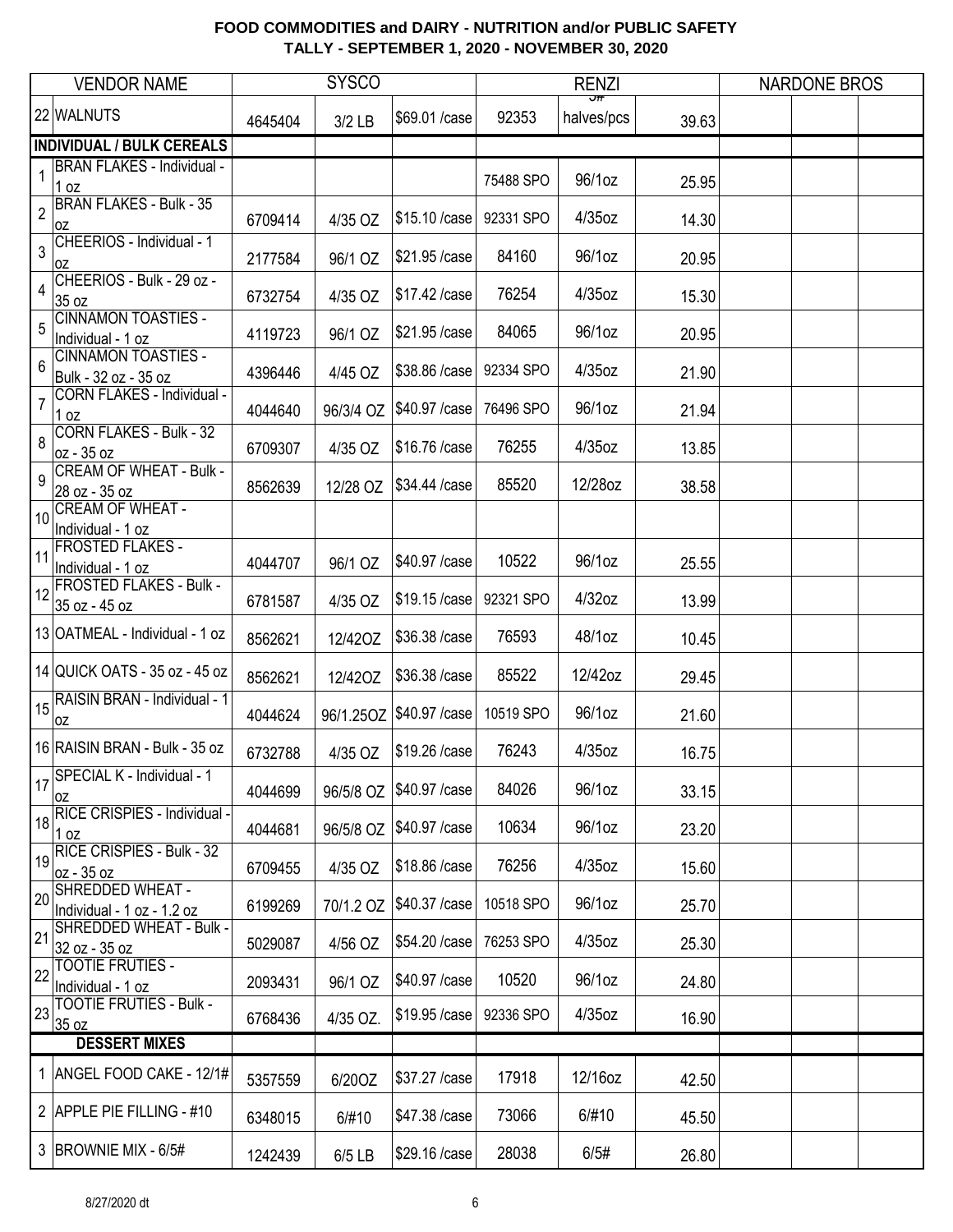# FOOD COMMODITIES and DAIRY - NUTRITION and/or PUBLIC SAFETY
## TALLY - SEPTEMBER 1, 2020 - NOVEMBER 30, 2020

| | VENDOR NAME | SYSCO | | | RENZI | | | NARDONE BROS | | |
|---|---|---|---|---|---|---|---|---|---|---|
| 22 | WALNUTS | 4645404 | 3/2 LB | $69.01 /case | 92353 | 3# halves/pcs | 39.63 | | | |
| | **INDIVIDUAL / BULK CEREALS** | | | | | | | | | |
| 1 | BRAN FLAKES - Individual - 1 oz | | | | 75488 SPO | 96/1oz | 25.95 | | | |
| 2 | BRAN FLAKES - Bulk - 35 oz | 6709414 | 4/35 OZ | $15.10 /case | 92331 SPO | 4/35oz | 14.30 | | | |
| 3 | CHEERIOS - Individual - 1 oz | 2177584 | 96/1 OZ | $21.95 /case | 84160 | 96/1oz | 20.95 | | | |
| 4 | CHEERIOS - Bulk - 29 oz - 35 oz | 6732754 | 4/35 OZ | $17.42 /case | 76254 | 4/35oz | 15.30 | | | |
| 5 | CINNAMON TOASTIES - Individual - 1 oz | 4119723 | 96/1 OZ | $21.95 /case | 84065 | 96/1oz | 20.95 | | | |
| 6 | CINNAMON TOASTIES - Bulk - 32 oz - 35 oz | 4396446 | 4/45 OZ | $38.86 /case | 92334 SPO | 4/35oz | 21.90 | | | |
| 7 | CORN FLAKES - Individual - 1 oz | 4044640 | 96/3/4 OZ | $40.97 /case | 76496 SPO | 96/1oz | 21.94 | | | |
| 8 | CORN FLAKES - Bulk - 32 oz - 35 oz | 6709307 | 4/35 OZ | $16.76 /case | 76255 | 4/35oz | 13.85 | | | |
| 9 | CREAM OF WHEAT - Bulk - 28 oz - 35 oz | 8562639 | 12/28 OZ | $34.44 /case | 85520 | 12/28oz | 38.58 | | | |
| 10 | CREAM OF WHEAT - Individual - 1 oz | | | | | | | | | |
| 11 | FROSTED FLAKES - Individual - 1 oz | 4044707 | 96/1 OZ | $40.97 /case | 10522 | 96/1oz | 25.55 | | | |
| 12 | FROSTED FLAKES - Bulk - 35 oz - 45 oz | 6781587 | 4/35 OZ | $19.15 /case | 92321 SPO | 4/32oz | 13.99 | | | |
| 13 | OATMEAL - Individual - 1 oz | 8562621 | 12/42OZ | $36.38 /case | 76593 | 48/1oz | 10.45 | | | |
| 14 | QUICK OATS - 35 oz - 45 oz | 8562621 | 12/42OZ | $36.38 /case | 85522 | 12/42oz | 29.45 | | | |
| 15 | RAISIN BRAN - Individual - 1 oz | 4044624 | 96/1.25OZ | $40.97 /case | 10519 SPO | 96/1oz | 21.60 | | | |
| 16 | RAISIN BRAN - Bulk - 35 oz | 6732788 | 4/35 OZ | $19.26 /case | 76243 | 4/35oz | 16.75 | | | |
| 17 | SPECIAL K - Individual - 1 oz | 4044699 | 96/5/8 OZ | $40.97 /case | 84026 | 96/1oz | 33.15 | | | |
| 18 | RICE CRISPIES - Individual - 1 oz | 4044681 | 96/5/8 OZ | $40.97 /case | 10634 | 96/1oz | 23.20 | | | |
| 19 | RICE CRISPIES - Bulk - 32 oz - 35 oz | 6709455 | 4/35 OZ | $18.86 /case | 76256 | 4/35oz | 15.60 | | | |
| 20 | SHREDDED WHEAT - Individual - 1 oz - 1.2 oz | 6199269 | 70/1.2 OZ | $40.37 /case | 10518 SPO | 96/1oz | 25.70 | | | |
| 21 | SHREDDED WHEAT - Bulk - 32 oz - 35 oz | 5029087 | 4/56 OZ | $54.20 /case | 76253 SPO | 4/35oz | 25.30 | | | |
| 22 | TOOTIE FRUTIES - Individual - 1 oz | 2093431 | 96/1 OZ | $40.97 /case | 10520 | 96/1oz | 24.80 | | | |
| 23 | TOOTIE FRUTIES - Bulk - 35 oz | 6768436 | 4/35 OZ. | $19.95 /case | 92336 SPO | 4/35oz | 16.90 | | | |
| | **DESSERT MIXES** | | | | | | | | | |
| 1 | ANGEL FOOD CAKE - 12/1# | 5357559 | 6/20OZ | $37.27 /case | 17918 | 12/16oz | 42.50 | | | |
| 2 | APPLE PIE FILLING - #10 | 6348015 | 6/#10 | $47.38 /case | 73066 | 6/#10 | 45.50 | | | |
| 3 | BROWNIE MIX - 6/5# | 1242439 | 6/5 LB | $29.16 /case | 28038 | 6/5# | 26.80 | | | |

8/27/2020 dt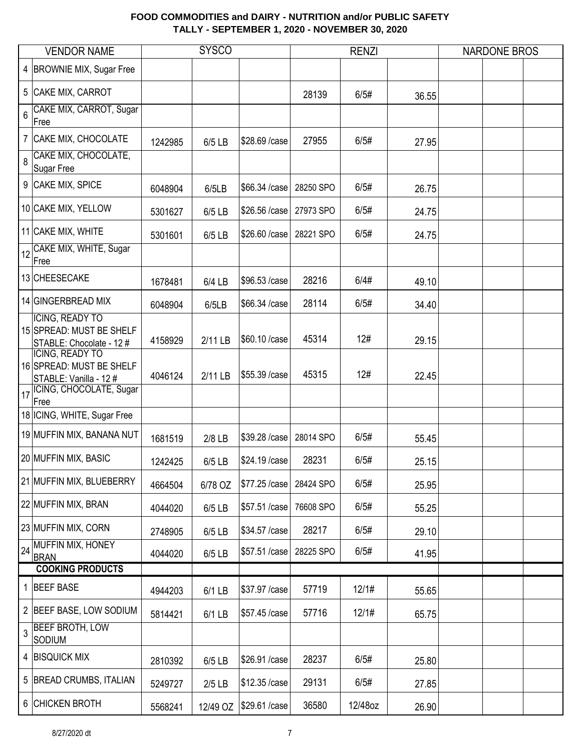## FOOD COMMODITIES and DAIRY - NUTRITION and/or PUBLIC SAFETY
## TALLY - SEPTEMBER 1, 2020 - NOVEMBER 30, 2020

| | VENDOR NAME | SYSCO | | | RENZI | | | NARDONE BROS | | |
|---|---|---|---|---|---|---|---|---|---|---|
| 4 | BROWNIE MIX, Sugar Free | | | | | | | | | |
| 5 | CAKE MIX, CARROT | | | | 28139 | 6/5# | 36.55 | | | |
| 6 | CAKE MIX, CARROT, Sugar Free | | | | | | | | | |
| 7 | CAKE MIX, CHOCOLATE | 1242985 | 6/5 LB | $28.69 /case | 27955 | 6/5# | 27.95 | | | |
| 8 | CAKE MIX, CHOCOLATE, Sugar Free | | | | | | | | | |
| 9 | CAKE MIX, SPICE | 6048904 | 6/5LB | $66.34 /case | 28250 SPO | 6/5# | 26.75 | | | |
| 10 | CAKE MIX, YELLOW | 5301627 | 6/5 LB | $26.56 /case | 27973 SPO | 6/5# | 24.75 | | | |
| 11 | CAKE MIX, WHITE | 5301601 | 6/5 LB | $26.60 /case | 28221 SPO | 6/5# | 24.75 | | | |
| 12 | CAKE MIX, WHITE, Sugar Free | | | | | | | | | |
| 13 | CHEESECAKE | 1678481 | 6/4 LB | $96.53 /case | 28216 | 6/4# | 49.10 | | | |
| 14 | GINGERBREAD MIX | 6048904 | 6/5LB | $66.34 /case | 28114 | 6/5# | 34.40 | | | |
| 15 | ICING, READY TO SPREAD: MUST BE SHELF STABLE: Chocolate - 12 # | 4158929 | 2/11 LB | $60.10 /case | 45314 | 12# | 29.15 | | | |
| 16 | ICING, READY TO SPREAD: MUST BE SHELF STABLE: Vanilla - 12 # | 4046124 | 2/11 LB | $55.39 /case | 45315 | 12# | 22.45 | | | |
| 17 | ICING, CHOCOLATE, Sugar Free | | | | | | | | | |
| 18 | ICING, WHITE, Sugar Free | | | | | | | | | |
| 19 | MUFFIN MIX, BANANA NUT | 1681519 | 2/8 LB | $39.28 /case | 28014 SPO | 6/5# | 55.45 | | | |
| 20 | MUFFIN MIX, BASIC | 1242425 | 6/5 LB | $24.19 /case | 28231 | 6/5# | 25.15 | | | |
| 21 | MUFFIN MIX, BLUEBERRY | 4664504 | 6/78 OZ | $77.25 /case | 28424 SPO | 6/5# | 25.95 | | | |
| 22 | MUFFIN MIX, BRAN | 4044020 | 6/5 LB | $57.51 /case | 76608 SPO | 6/5# | 55.25 | | | |
| 23 | MUFFIN MIX, CORN | 2748905 | 6/5 LB | $34.57 /case | 28217 | 6/5# | 29.10 | | | |
| 24 | MUFFIN MIX, HONEY BRAN | 4044020 | 6/5 LB | $57.51 /case | 28225 SPO | 6/5# | 41.95 | | | |
| | **COOKING PRODUCTS** | | | | | | | | | |
| 1 | BEEF BASE | 4944203 | 6/1 LB | $37.97 /case | 57719 | 12/1# | 55.65 | | | |
| 2 | BEEF BASE, LOW SODIUM | 5814421 | 6/1 LB | $57.45 /case | 57716 | 12/1# | 65.75 | | | |
| 3 | BEEF BROTH, LOW SODIUM | | | | | | | | | |
| 4 | BISQUICK MIX | 2810392 | 6/5 LB | $26.91 /case | 28237 | 6/5# | 25.80 | | | |
| 5 | BREAD CRUMBS, ITALIAN | 5249727 | 2/5 LB | $12.35 /case | 29131 | 6/5# | 27.85 | | | |
| 6 | CHICKEN BROTH | 5568241 | 12/49 OZ | $29.61 /case | 36580 | 12/48oz | 26.90 | | | |

8/27/2020 dt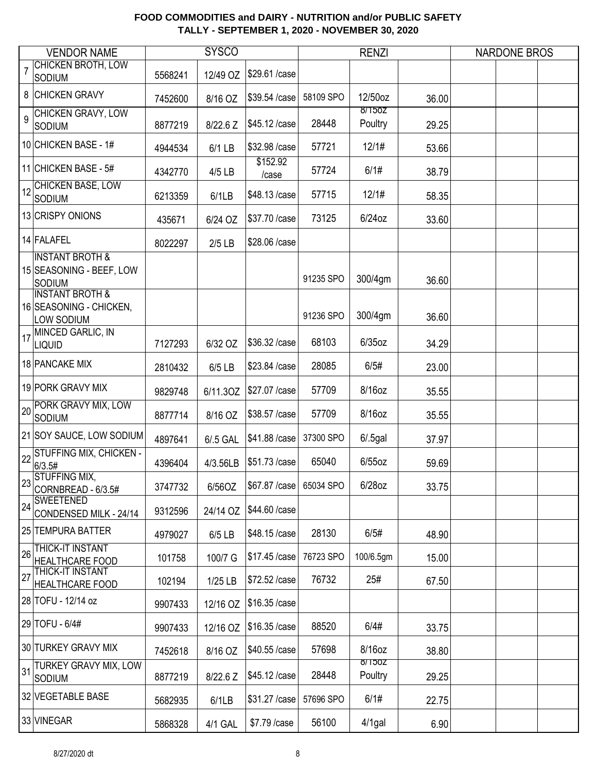# FOOD COMMODITIES and DAIRY - NUTRITION and/or PUBLIC SAFETY
## TALLY - SEPTEMBER 1, 2020 - NOVEMBER 30, 2020

| | VENDOR NAME | SYSCO | | | RENZI | | | NARDONE BROS | | |
|---|---|---|---|---|---|---|---|---|---|---|
| 7 | CHICKEN BROTH, LOW SODIUM | 5568241 | 12/49 OZ | $29.61 /case | | | | | | |
| 8 | CHICKEN GRAVY | 7452600 | 8/16 OZ | $39.54 /case | 58109 SPO | 12/50oz | 36.00 | | | |
| 9 | CHICKEN GRAVY, LOW SODIUM | 8877219 | 8/22.6 Z | $45.12 /case | 28448 | 8/15oz Poultry | 29.25 | | | |
| 10 | CHICKEN BASE - 1# | 4944534 | 6/1 LB | $32.98 /case | 57721 | 12/1# | 53.66 | | | |
| 11 | CHICKEN BASE - 5# | 4342770 | 4/5 LB | $152.92 /case | 57724 | 6/1# | 38.79 | | | |
| 12 | CHICKEN BASE, LOW SODIUM | 6213359 | 6/1LB | $48.13 /case | 57715 | 12/1# | 58.35 | | | |
| 13 | CRISPY ONIONS | 435671 | 6/24 OZ | $37.70 /case | 73125 | 6/24oz | 33.60 | | | |
| 14 | FALAFEL | 8022297 | 2/5 LB | $28.06 /case | | | | | | |
| 15 | INSTANT BROTH & SEASONING - BEEF, LOW SODIUM | | | | 91235 SPO | 300/4gm | 36.60 | | | |
| 16 | INSTANT BROTH & SEASONING - CHICKEN, LOW SODIUM | | | | 91236 SPO | 300/4gm | 36.60 | | | |
| 17 | MINCED GARLIC, IN LIQUID | 7127293 | 6/32 OZ | $36.32 /case | 68103 | 6/35oz | 34.29 | | | |
| 18 | PANCAKE MIX | 2810432 | 6/5 LB | $23.84 /case | 28085 | 6/5# | 23.00 | | | |
| 19 | PORK GRAVY MIX | 9829748 | 6/11.3OZ | $27.07 /case | 57709 | 8/16oz | 35.55 | | | |
| 20 | PORK GRAVY MIX, LOW SODIUM | 8877714 | 8/16 OZ | $38.57 /case | 57709 | 8/16oz | 35.55 | | | |
| 21 | SOY SAUCE, LOW SODIUM | 4897641 | 6/.5 GAL | $41.88 /case | 37300 SPO | 6/.5gal | 37.97 | | | |
| 22 | STUFFING MIX, CHICKEN - 6/3.5# | 4396404 | 4/3.56LB | $51.73 /case | 65040 | 6/55oz | 59.69 | | | |
| 23 | STUFFING MIX, CORNBREAD - 6/3.5# | 3747732 | 6/56OZ | $67.87 /case | 65034 SPO | 6/28oz | 33.75 | | | |
| 24 | SWEETENED CONDENSED MILK - 24/14 | 9312596 | 24/14 OZ | $44.60 /case | | | | | | |
| 25 | TEMPURA BATTER | 4979027 | 6/5 LB | $48.15 /case | 28130 | 6/5# | 48.90 | | | |
| 26 | THICK-IT INSTANT HEALTHCARE FOOD | 101758 | 100/7 G | $17.45 /case | 76723 SPO | 100/6.5gm | 15.00 | | | |
| 27 | THICK-IT INSTANT HEALTHCARE FOOD | 102194 | 1/25 LB | $72.52 /case | 76732 | 25# | 67.50 | | | |
| 28 | TOFU - 12/14 oz | 9907433 | 12/16 OZ | $16.35 /case | | | | | | |
| 29 | TOFU - 6/4# | 9907433 | 12/16 OZ | $16.35 /case | 88520 | 6/4# | 33.75 | | | |
| 30 | TURKEY GRAVY MIX | 7452618 | 8/16 OZ | $40.55 /case | 57698 | 8/16oz | 38.80 | | | |
| 31 | TURKEY GRAVY MIX, LOW SODIUM | 8877219 | 8/22.6 Z | $45.12 /case | 28448 | 8/15oz Poultry | 29.25 | | | |
| 32 | VEGETABLE BASE | 5682935 | 6/1LB | $31.27 /case | 57696 SPO | 6/1# | 22.75 | | | |
| 33 | VINEGAR | 5868328 | 4/1 GAL | $7.79 /case | 56100 | 4/1gal | 6.90 | | | |

8/27/2020 dt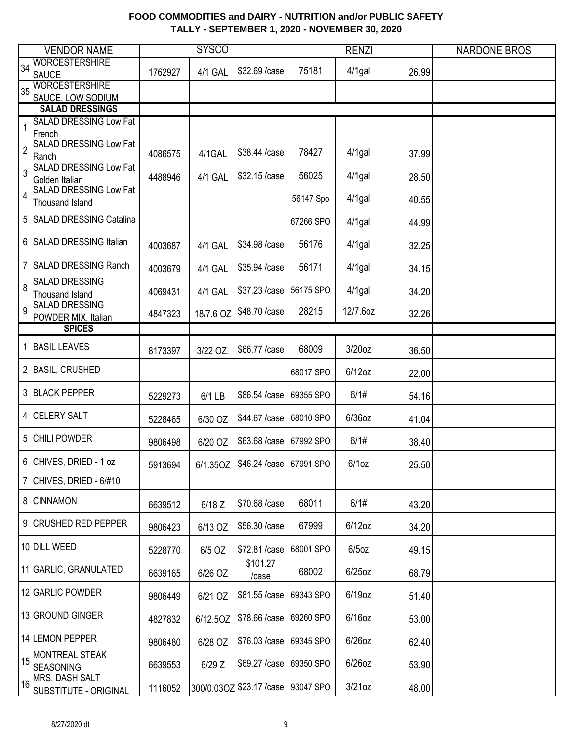**FOOD COMMODITIES and DAIRY - NUTRITION and/or PUBLIC SAFETY**
**TALLY - SEPTEMBER 1, 2020 - NOVEMBER 30, 2020**

| | VENDOR NAME | SYSCO | | | RENZI | | | NARDONE BROS | | |
|---|---|---|---|---|---|---|---|---|---|---|
| 34 | WORCESTERSHIRE SAUCE | 1762927 | 4/1 GAL | $32.69 /case | 75181 | 4/1gal | 26.99 | | | |
| 35 | WORCESTERSHIRE SAUCE, LOW SODIUM | | | | | | | | | |
| | **SALAD DRESSINGS** | | | | | | | | | |
| 1 | SALAD DRESSING Low Fat French | | | | | | | | | |
| 2 | SALAD DRESSING Low Fat Ranch | 4086575 | 4/1GAL | $38.44 /case | 78427 | 4/1gal | 37.99 | | | |
| 3 | SALAD DRESSING Low Fat Golden Italian | 4488946 | 4/1 GAL | $32.15 /case | 56025 | 4/1gal | 28.50 | | | |
| 4 | SALAD DRESSING Low Fat Thousand Island | | | | 56147 Spo | 4/1gal | 40.55 | | | |
| 5 | SALAD DRESSING Catalina | | | | 67266 SPO | 4/1gal | 44.99 | | | |
| 6 | SALAD DRESSING Italian | 4003687 | 4/1 GAL | $34.98 /case | 56176 | 4/1gal | 32.25 | | | |
| 7 | SALAD DRESSING Ranch | 4003679 | 4/1 GAL | $35.94 /case | 56171 | 4/1gal | 34.15 | | | |
| 8 | SALAD DRESSING Thousand Island | 4069431 | 4/1 GAL | $37.23 /case | 56175 SPO | 4/1gal | 34.20 | | | |
| 9 | SALAD DRESSING POWDER MIX, Italian | 4847323 | 18/7.6 OZ | $48.70 /case | 28215 | 12/7.6oz | 32.26 | | | |
| | **SPICES** | | | | | | | | | |
| 1 | BASIL LEAVES | 8173397 | 3/22 OZ. | $66.77 /case | 68009 | 3/20oz | 36.50 | | | |
| 2 | BASIL, CRUSHED | | | | 68017 SPO | 6/12oz | 22.00 | | | |
| 3 | BLACK PEPPER | 5229273 | 6/1 LB | $86.54 /case | 69355 SPO | 6/1# | 54.16 | | | |
| 4 | CELERY SALT | 5228465 | 6/30 OZ | $44.67 /case | 68010 SPO | 6/36oz | 41.04 | | | |
| 5 | CHILI POWDER | 9806498 | 6/20 OZ | $63.68 /case | 67992 SPO | 6/1# | 38.40 | | | |
| 6 | CHIVES, DRIED - 1 oz | 5913694 | 6/1.35OZ | $46.24 /case | 67991 SPO | 6/1oz | 25.50 | | | |
| 7 | CHIVES, DRIED - 6/#10 | | | | | | | | | |
| 8 | CINNAMON | 6639512 | 6/18 Z | $70.68 /case | 68011 | 6/1# | 43.20 | | | |
| 9 | CRUSHED RED PEPPER | 9806423 | 6/13 OZ | $56.30 /case | 67999 | 6/12oz | 34.20 | | | |
| 10 | DILL WEED | 5228770 | 6/5 OZ | $72.81 /case | 68001 SPO | 6/5oz | 49.15 | | | |
| 11 | GARLIC, GRANULATED | 6639165 | 6/26 OZ | $101.27 /case | 68002 | 6/25oz | 68.79 | | | |
| 12 | GARLIC POWDER | 9806449 | 6/21 OZ | $81.55 /case | 69343 SPO | 6/19oz | 51.40 | | | |
| 13 | GROUND GINGER | 4827832 | 6/12.5OZ | $78.66 /case | 69260 SPO | 6/16oz | 53.00 | | | |
| 14 | LEMON PEPPER | 9806480 | 6/28 OZ | $76.03 /case | 69345 SPO | 6/26oz | 62.40 | | | |
| 15 | MONTREAL STEAK SEASONING | 6639553 | 6/29 Z | $69.27 /case | 69350 SPO | 6/26oz | 53.90 | | | |
| 16 | MRS. DASH SALT SUBSTITUTE - ORIGINAL | 1116052 | 300/0.03OZ | $23.17 /case | 93047 SPO | 3/21oz | 48.00 | | | |

8/27/2020 dt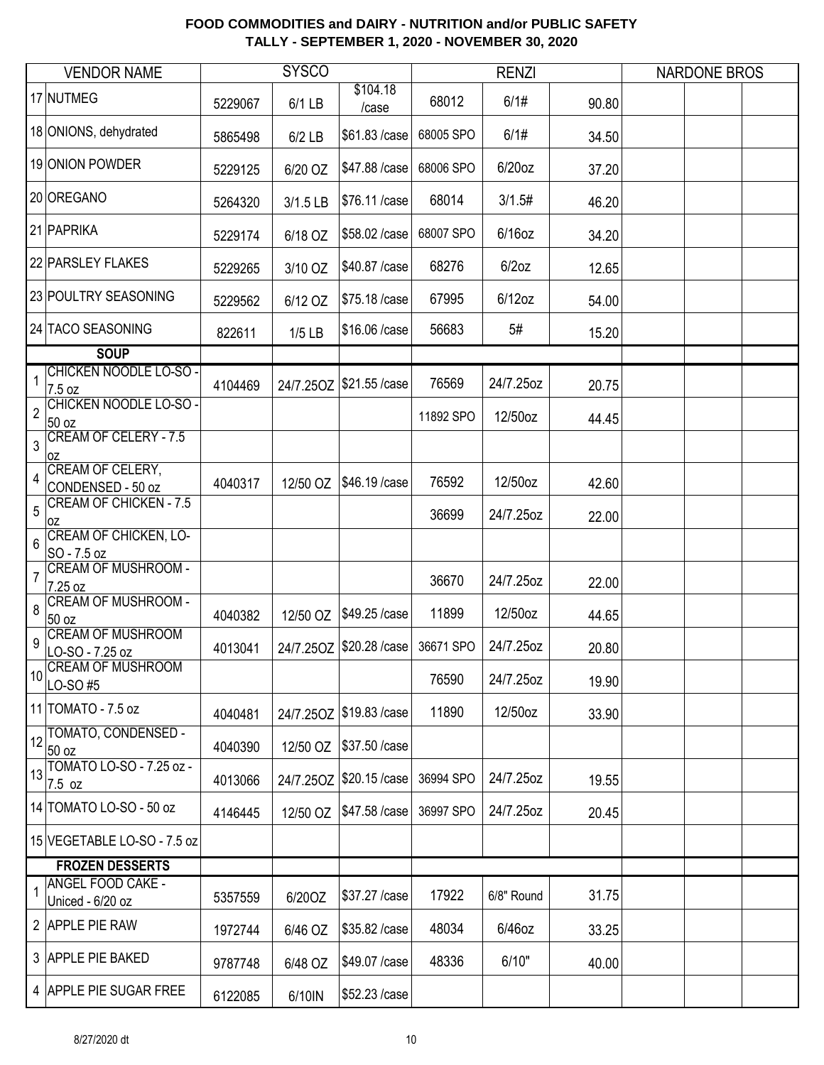# FOOD COMMODITIES and DAIRY - NUTRITION and/or PUBLIC SAFETY
## TALLY - SEPTEMBER 1, 2020 - NOVEMBER 30, 2020

| | VENDOR NAME | SYSCO | | | RENZI | | | NARDONE BROS | | |
|---|---|---|---|---|---|---|---|---|---|---|
| 17 | NUTMEG | 5229067 | 6/1 LB | $104.18 /case | 68012 | 6/1# | 90.80 | | | |
| 18 | ONIONS, dehydrated | 5865498 | 6/2 LB | $61.83 /case | 68005 SPO | 6/1# | 34.50 | | | |
| 19 | ONION POWDER | 5229125 | 6/20 OZ | $47.88 /case | 68006 SPO | 6/20oz | 37.20 | | | |
| 20 | OREGANO | 5264320 | 3/1.5 LB | $76.11 /case | 68014 | 3/1.5# | 46.20 | | | |
| 21 | PAPRIKA | 5229174 | 6/18 OZ | $58.02 /case | 68007 SPO | 6/16oz | 34.20 | | | |
| 22 | PARSLEY FLAKES | 5229265 | 3/10 OZ | $40.87 /case | 68276 | 6/2oz | 12.65 | | | |
| 23 | POULTRY SEASONING | 5229562 | 6/12 OZ | $75.18 /case | 67995 | 6/12oz | 54.00 | | | |
| 24 | TACO SEASONING | 822611 | 1/5 LB | $16.06 /case | 56683 | 5# | 15.20 | | | |
| | **SOUP** | | | | | | | | | |
| 1 | CHICKEN NOODLE LO-SO - 7.5 oz | 4104469 | 24/7.25OZ | $21.55 /case | 76569 | 24/7.25oz | 20.75 | | | |
| 2 | CHICKEN NOODLE LO-SO - 50 oz | | | | 11892 SPO | 12/50oz | 44.45 | | | |
| 3 | CREAM OF CELERY - 7.5 oz | | | | | | | | | |
| 4 | CREAM OF CELERY, CONDENSED - 50 oz | 4040317 | 12/50 OZ | $46.19 /case | 76592 | 12/50oz | 42.60 | | | |
| 5 | CREAM OF CHICKEN - 7.5 oz | | | | 36699 | 24/7.25oz | 22.00 | | | |
| 6 | CREAM OF CHICKEN, LO-SO - 7.5 oz | | | | | | | | | |
| 7 | CREAM OF MUSHROOM - 7.25 oz | | | | 36670 | 24/7.25oz | 22.00 | | | |
| 8 | CREAM OF MUSHROOM - 50 oz | 4040382 | 12/50 OZ | $49.25 /case | 11899 | 12/50oz | 44.65 | | | |
| 9 | CREAM OF MUSHROOM LO-SO - 7.25 oz | 4013041 | 24/7.25OZ | $20.28 /case | 36671 SPO | 24/7.25oz | 20.80 | | | |
| 10 | CREAM OF MUSHROOM LO-SO #5 | | | | 76590 | 24/7.25oz | 19.90 | | | |
| 11 | TOMATO - 7.5 oz | 4040481 | 24/7.25OZ | $19.83 /case | 11890 | 12/50oz | 33.90 | | | |
| 12 | TOMATO, CONDENSED - 50 oz | 4040390 | 12/50 OZ | $37.50 /case | | | | | | |
| 13 | TOMATO LO-SO - 7.25 oz - 7.5 oz | 4013066 | 24/7.25OZ | $20.15 /case | 36994 SPO | 24/7.25oz | 19.55 | | | |
| 14 | TOMATO LO-SO - 50 oz | 4146445 | 12/50 OZ | $47.58 /case | 36997 SPO | 24/7.25oz | 20.45 | | | |
| 15 | VEGETABLE LO-SO - 7.5 oz | | | | | | | | | |
| | **FROZEN DESSERTS** | | | | | | | | | |
| 1 | ANGEL FOOD CAKE - Uniced - 6/20 oz | 5357559 | 6/20OZ | $37.27 /case | 17922 | 6/8" Round | 31.75 | | | |
| 2 | APPLE PIE RAW | 1972744 | 6/46 OZ | $35.82 /case | 48034 | 6/46oz | 33.25 | | | |
| 3 | APPLE PIE BAKED | 9787748 | 6/48 OZ | $49.07 /case | 48336 | 6/10" | 40.00 | | | |
| 4 | APPLE PIE SUGAR FREE | 6122085 | 6/10IN | $52.23 /case | | | | | | |

8/27/2020 dt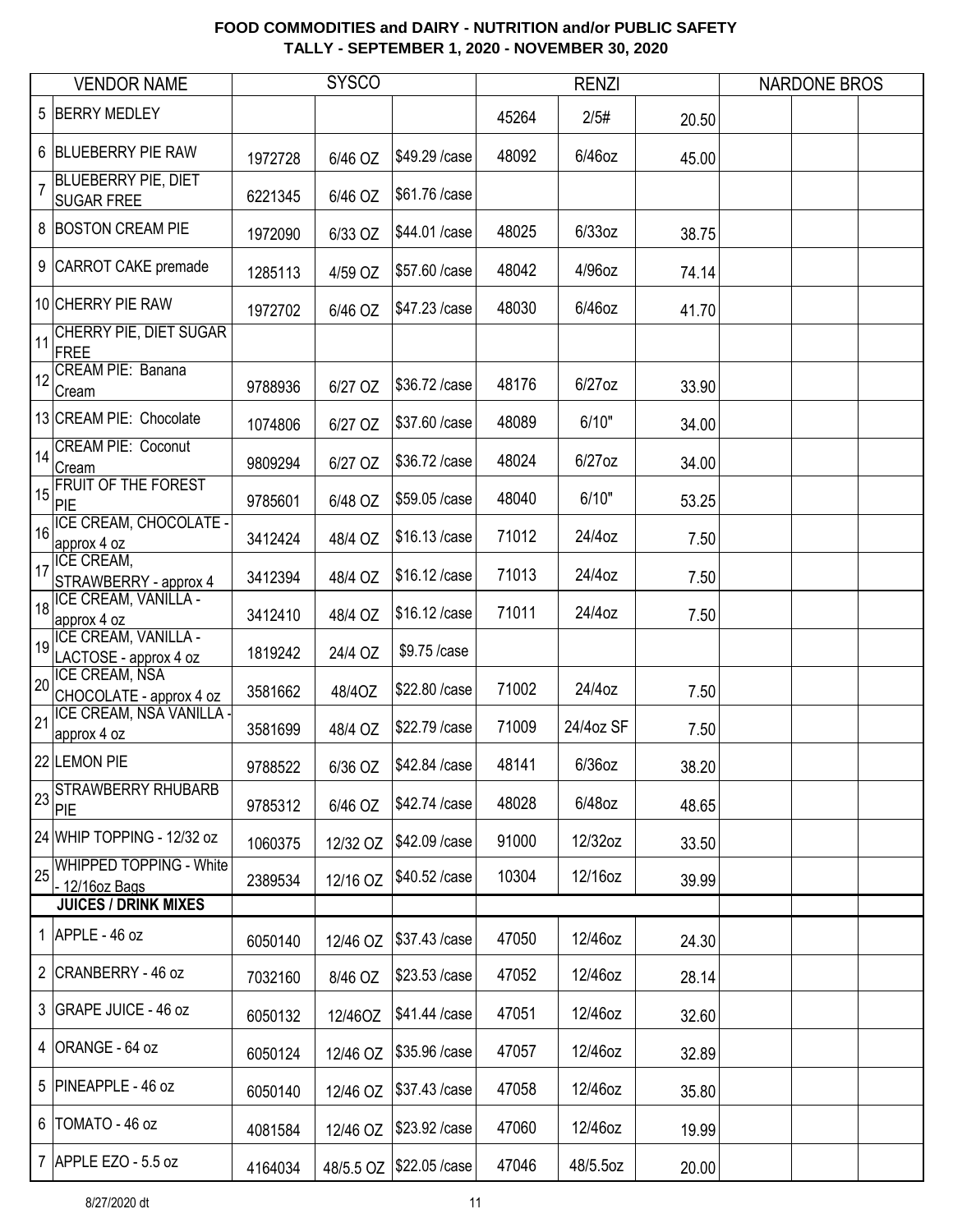# FOOD COMMODITIES and DAIRY - NUTRITION and/or PUBLIC SAFETY
## TALLY - SEPTEMBER 1, 2020 - NOVEMBER 30, 2020

| | VENDOR NAME | SYSCO | | | RENZI | | | NARDONE BROS | | |
|---|---|---|---|---|---|---|---|---|---|---|
| 5 | BERRY MEDLEY | | | | 45264 | 2/5# | 20.50 | | | |
| 6 | BLUEBERRY PIE RAW | 1972728 | 6/46 OZ | $49.29 /case | 48092 | 6/46oz | 45.00 | | | |
| 7 | BLUEBERRY PIE, DIET SUGAR FREE | 6221345 | 6/46 OZ | $61.76 /case | | | | | | |
| 8 | BOSTON CREAM PIE | 1972090 | 6/33 OZ | $44.01 /case | 48025 | 6/33oz | 38.75 | | | |
| 9 | CARROT CAKE premade | 1285113 | 4/59 OZ | $57.60 /case | 48042 | 4/96oz | 74.14 | | | |
| 10 | CHERRY PIE RAW | 1972702 | 6/46 OZ | $47.23 /case | 48030 | 6/46oz | 41.70 | | | |
| 11 | CHERRY PIE, DIET SUGAR FREE | | | | | | | | | |
| 12 | CREAM PIE: Banana Cream | 9788936 | 6/27 OZ | $36.72 /case | 48176 | 6/27oz | 33.90 | | | |
| 13 | CREAM PIE: Chocolate | 1074806 | 6/27 OZ | $37.60 /case | 48089 | 6/10" | 34.00 | | | |
| 14 | CREAM PIE: Coconut Cream | 9809294 | 6/27 OZ | $36.72 /case | 48024 | 6/27oz | 34.00 | | | |
| 15 | FRUIT OF THE FOREST PIE | 9785601 | 6/48 OZ | $59.05 /case | 48040 | 6/10" | 53.25 | | | |
| 16 | ICE CREAM, CHOCOLATE - approx 4 oz | 3412424 | 48/4 OZ | $16.13 /case | 71012 | 24/4oz | 7.50 | | | |
| 17 | ICE CREAM, STRAWBERRY - approx 4 | 3412394 | 48/4 OZ | $16.12 /case | 71013 | 24/4oz | 7.50 | | | |
| 18 | ICE CREAM, VANILLA - approx 4 oz | 3412410 | 48/4 OZ | $16.12 /case | 71011 | 24/4oz | 7.50 | | | |
| 19 | ICE CREAM, VANILLA - LACTOSE - approx 4 oz | 1819242 | 24/4 OZ | $9.75 /case | | | | | | |
| 20 | ICE CREAM, NSA CHOCOLATE - approx 4 oz | 3581662 | 48/4OZ | $22.80 /case | 71002 | 24/4oz | 7.50 | | | |
| 21 | ICE CREAM, NSA VANILLA - approx 4 oz | 3581699 | 48/4 OZ | $22.79 /case | 71009 | 24/4oz SF | 7.50 | | | |
| 22 | LEMON PIE | 9788522 | 6/36 OZ | $42.84 /case | 48141 | 6/36oz | 38.20 | | | |
| 23 | STRAWBERRY RHUBARB PIE | 9785312 | 6/46 OZ | $42.74 /case | 48028 | 6/48oz | 48.65 | | | |
| 24 | WHIP TOPPING - 12/32 oz | 1060375 | 12/32 OZ | $42.09 /case | 91000 | 12/32oz | 33.50 | | | |
| 25 | WHIPPED TOPPING - White - 12/16oz Bags | 2389534 | 12/16 OZ | $40.52 /case | 10304 | 12/16oz | 39.99 | | | |
| | **JUICES / DRINK MIXES** | | | | | | | | | |
| 1 | APPLE - 46 oz | 6050140 | 12/46 OZ | $37.43 /case | 47050 | 12/46oz | 24.30 | | | |
| 2 | CRANBERRY - 46 oz | 7032160 | 8/46 OZ | $23.53 /case | 47052 | 12/46oz | 28.14 | | | |
| 3 | GRAPE JUICE - 46 oz | 6050132 | 12/46OZ | $41.44 /case | 47051 | 12/46oz | 32.60 | | | |
| 4 | ORANGE - 64 oz | 6050124 | 12/46 OZ | $35.96 /case | 47057 | 12/46oz | 32.89 | | | |
| 5 | PINEAPPLE - 46 oz | 6050140 | 12/46 OZ | $37.43 /case | 47058 | 12/46oz | 35.80 | | | |
| 6 | TOMATO - 46 oz | 4081584 | 12/46 OZ | $23.92 /case | 47060 | 12/46oz | 19.99 | | | |
| 7 | APPLE EZO - 5.5 oz | 4164034 | 48/5.5 OZ | $22.05 /case | 47046 | 48/5.5oz | 20.00 | | | |

8/27/2020 dt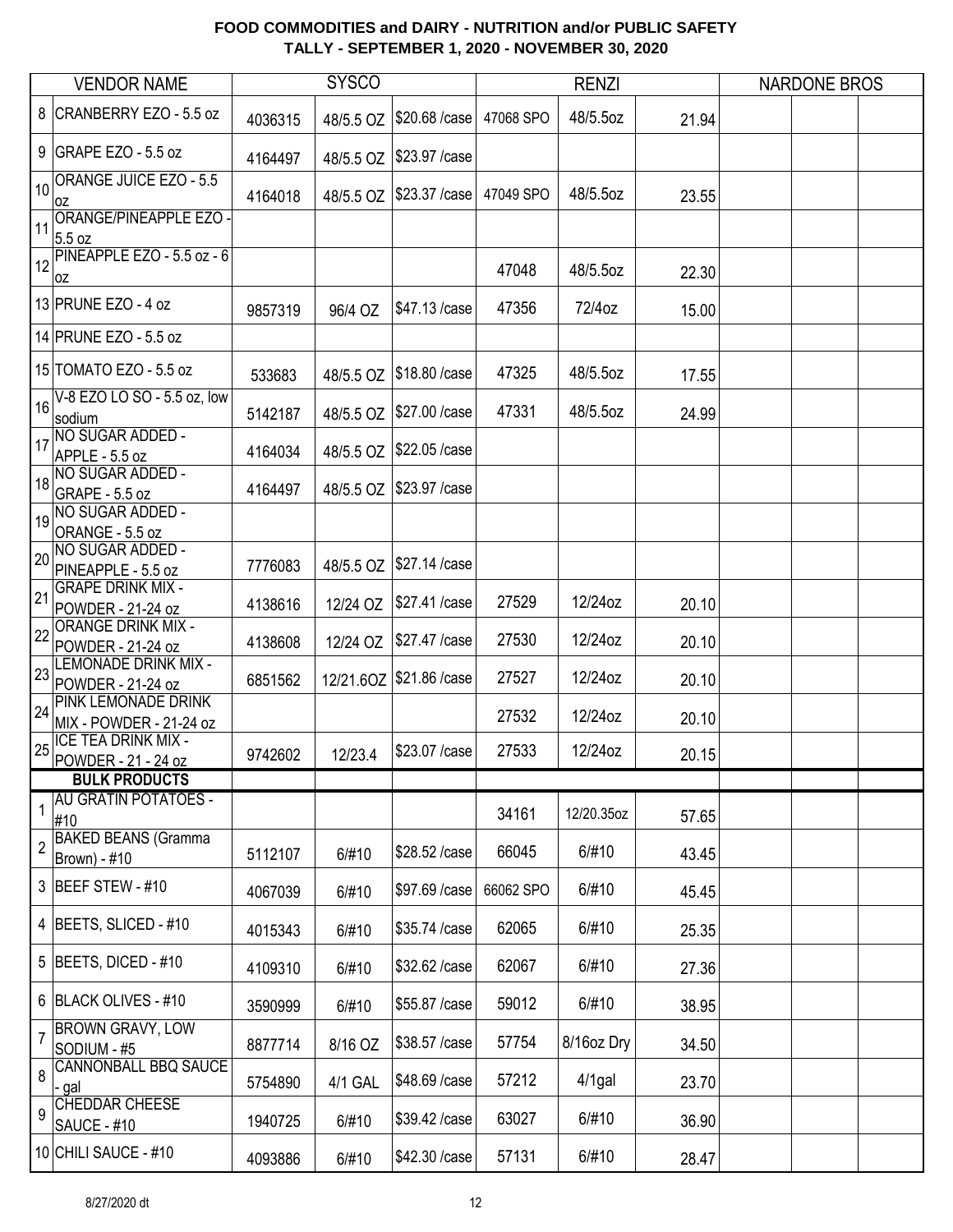**FOOD COMMODITIES and DAIRY - NUTRITION and/or PUBLIC SAFETY**
**TALLY - SEPTEMBER 1, 2020 - NOVEMBER 30, 2020**

| | VENDOR NAME | SYSCO | | | RENZI | | | NARDONE BROS | | |
|---|---|---|---|---|---|---|---|---|---|---|
| 8 | CRANBERRY EZO - 5.5 oz | 4036315 | 48/5.5 OZ | $20.68 /case | 47068 SPO | 48/5.5oz | 21.94 | | | |
| 9 | GRAPE EZO - 5.5 oz | 4164497 | 48/5.5 OZ | $23.97 /case | | | | | | |
| 10 | ORANGE JUICE EZO - 5.5 oz | 4164018 | 48/5.5 OZ | $23.37 /case | 47049 SPO | 48/5.5oz | 23.55 | | | |
| 11 | ORANGE/PINEAPPLE EZO - 5.5 oz | | | | | | | | | |
| 12 | PINEAPPLE EZO - 5.5 oz - 6 oz | | | | 47048 | 48/5.5oz | 22.30 | | | |
| 13 | PRUNE EZO - 4 oz | 9857319 | 96/4 OZ | $47.13 /case | 47356 | 72/4oz | 15.00 | | | |
| 14 | PRUNE EZO - 5.5 oz | | | | | | | | | |
| 15 | TOMATO EZO - 5.5 oz | 533683 | 48/5.5 OZ | $18.80 /case | 47325 | 48/5.5oz | 17.55 | | | |
| 16 | V-8 EZO LO SO - 5.5 oz, low sodium | 5142187 | 48/5.5 OZ | $27.00 /case | 47331 | 48/5.5oz | 24.99 | | | |
| 17 | NO SUGAR ADDED - APPLE - 5.5 oz | 4164034 | 48/5.5 OZ | $22.05 /case | | | | | | |
| 18 | NO SUGAR ADDED - GRAPE - 5.5 oz | 4164497 | 48/5.5 OZ | $23.97 /case | | | | | | |
| 19 | NO SUGAR ADDED - ORANGE - 5.5 oz | | | | | | | | | |
| 20 | NO SUGAR ADDED - PINEAPPLE - 5.5 oz | 7776083 | 48/5.5 OZ | $27.14 /case | | | | | | |
| 21 | GRAPE DRINK MIX - POWDER - 21-24 oz | 4138616 | 12/24 OZ | $27.41 /case | 27529 | 12/24oz | 20.10 | | | |
| 22 | ORANGE DRINK MIX - POWDER - 21-24 oz | 4138608 | 12/24 OZ | $27.47 /case | 27530 | 12/24oz | 20.10 | | | |
| 23 | LEMONADE DRINK MIX - POWDER - 21-24 oz | 6851562 | 12/21.6OZ | $21.86 /case | 27527 | 12/24oz | 20.10 | | | |
| 24 | PINK LEMONADE DRINK MIX - POWDER - 21-24 oz | | | | 27532 | 12/24oz | 20.10 | | | |
| 25 | ICE TEA DRINK MIX - POWDER - 21 - 24 oz | 9742602 | 12/23.4 | $23.07 /case | 27533 | 12/24oz | 20.15 | | | |
| | **BULK PRODUCTS** | | | | | | | | | |
| 1 | AU GRATIN POTATOES - #10 | | | | 34161 | 12/20.35oz | 57.65 | | | |
| 2 | BAKED BEANS (Gramma Brown) - #10 | 5112107 | 6/#10 | $28.52 /case | 66045 | 6/#10 | 43.45 | | | |
| 3 | BEEF STEW - #10 | 4067039 | 6/#10 | $97.69 /case | 66062 SPO | 6/#10 | 45.45 | | | |
| 4 | BEETS, SLICED - #10 | 4015343 | 6/#10 | $35.74 /case | 62065 | 6/#10 | 25.35 | | | |
| 5 | BEETS, DICED - #10 | 4109310 | 6/#10 | $32.62 /case | 62067 | 6/#10 | 27.36 | | | |
| 6 | BLACK OLIVES - #10 | 3590999 | 6/#10 | $55.87 /case | 59012 | 6/#10 | 38.95 | | | |
| 7 | BROWN GRAVY, LOW SODIUM - #5 | 8877714 | 8/16 OZ | $38.57 /case | 57754 | 8/16oz Dry | 34.50 | | | |
| 8 | CANNONBALL BBQ SAUCE - gal | 5754890 | 4/1 GAL | $48.69 /case | 57212 | 4/1gal | 23.70 | | | |
| 9 | CHEDDAR CHEESE SAUCE - #10 | 1940725 | 6/#10 | $39.42 /case | 63027 | 6/#10 | 36.90 | | | |
| 10 | CHILI SAUCE - #10 | 4093886 | 6/#10 | $42.30 /case | 57131 | 6/#10 | 28.47 | | | |

8/27/2020 dt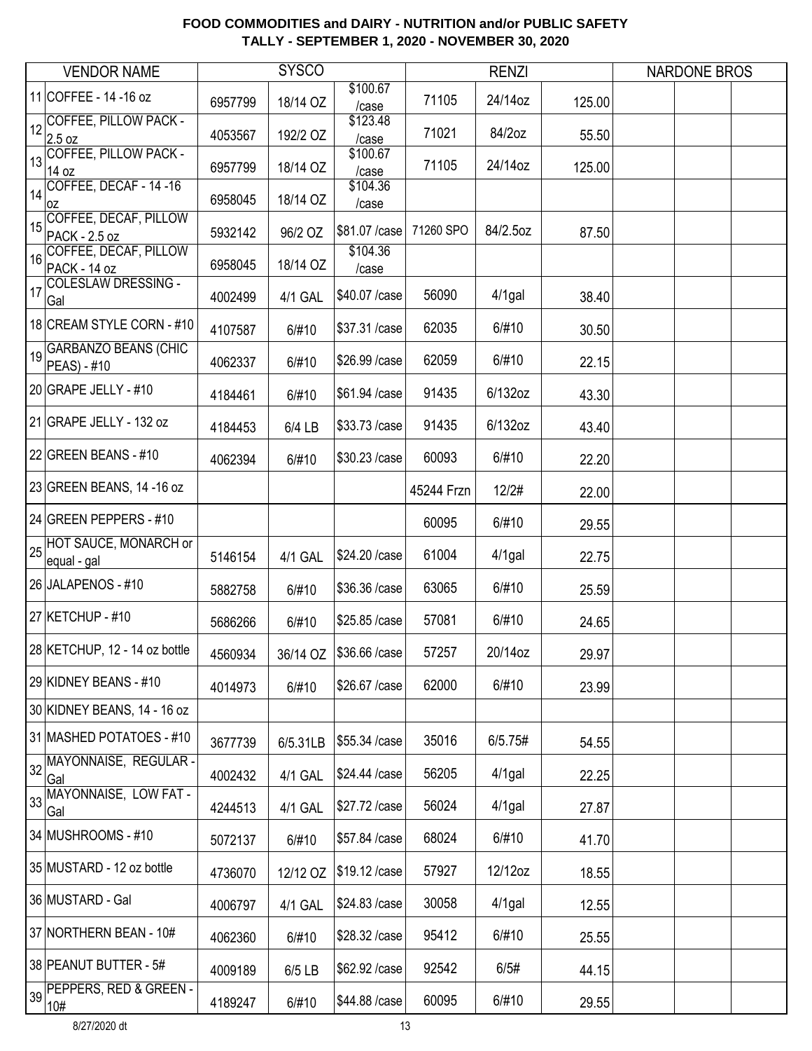# FOOD COMMODITIES and DAIRY - NUTRITION and/or PUBLIC SAFETY
## TALLY - SEPTEMBER 1, 2020 - NOVEMBER 30, 2020

| | VENDOR NAME | SYSCO | | | RENZI | | | NARDONE BROS | | |
|---|---|---|---|---|---|---|---|---|---|---|
| 11 | COFFEE - 14 -16 oz | 6957799 | 18/14 OZ | $100.67 /case | 71105 | 24/14oz | 125.00 | | | |
| 12 | COFFEE, PILLOW PACK - 2.5 oz | 4053567 | 192/2 OZ | $123.48 /case | 71021 | 84/2oz | 55.50 | | | |
| 13 | COFFEE, PILLOW PACK - 14 oz | 6957799 | 18/14 OZ | $100.67 /case | 71105 | 24/14oz | 125.00 | | | |
| 14 | COFFEE, DECAF - 14 -16 oz | 6958045 | 18/14 OZ | $104.36 /case | | | | | | |
| 15 | COFFEE, DECAF, PILLOW PACK - 2.5 oz | 5932142 | 96/2 OZ | $81.07 /case | 71260 SPO | 84/2.5oz | 87.50 | | | |
| 16 | COFFEE, DECAF, PILLOW PACK - 14 oz | 6958045 | 18/14 OZ | $104.36 /case | | | | | | |
| 17 | COLESLAW DRESSING - Gal | 4002499 | 4/1 GAL | $40.07 /case | 56090 | 4/1gal | 38.40 | | | |
| 18 | CREAM STYLE CORN - #10 | 4107587 | 6/#10 | $37.31 /case | 62035 | 6/#10 | 30.50 | | | |
| 19 | GARBANZO BEANS (CHIC PEAS) - #10 | 4062337 | 6/#10 | $26.99 /case | 62059 | 6/#10 | 22.15 | | | |
| 20 | GRAPE JELLY - #10 | 4184461 | 6/#10 | $61.94 /case | 91435 | 6/132oz | 43.30 | | | |
| 21 | GRAPE JELLY - 132 oz | 4184453 | 6/4 LB | $33.73 /case | 91435 | 6/132oz | 43.40 | | | |
| 22 | GREEN BEANS - #10 | 4062394 | 6/#10 | $30.23 /case | 60093 | 6/#10 | 22.20 | | | |
| 23 | GREEN BEANS, 14 -16 oz | | | | 45244 Frzn | 12/2# | 22.00 | | | |
| 24 | GREEN PEPPERS - #10 | | | | 60095 | 6/#10 | 29.55 | | | |
| 25 | HOT SAUCE, MONARCH or equal - gal | 5146154 | 4/1 GAL | $24.20 /case | 61004 | 4/1gal | 22.75 | | | |
| 26 | JALAPENOS - #10 | 5882758 | 6/#10 | $36.36 /case | 63065 | 6/#10 | 25.59 | | | |
| 27 | KETCHUP - #10 | 5686266 | 6/#10 | $25.85 /case | 57081 | 6/#10 | 24.65 | | | |
| 28 | KETCHUP, 12 - 14 oz bottle | 4560934 | 36/14 OZ | $36.66 /case | 57257 | 20/14oz | 29.97 | | | |
| 29 | KIDNEY BEANS - #10 | 4014973 | 6/#10 | $26.67 /case | 62000 | 6/#10 | 23.99 | | | |
| 30 | KIDNEY BEANS, 14 - 16 oz | | | | | | | | | |
| 31 | MASHED POTATOES - #10 | 3677739 | 6/5.31LB | $55.34 /case | 35016 | 6/5.75# | 54.55 | | | |
| 32 | MAYONNAISE, REGULAR - Gal | 4002432 | 4/1 GAL | $24.44 /case | 56205 | 4/1gal | 22.25 | | | |
| 33 | MAYONNAISE, LOW FAT - Gal | 4244513 | 4/1 GAL | $27.72 /case | 56024 | 4/1gal | 27.87 | | | |
| 34 | MUSHROOMS - #10 | 5072137 | 6/#10 | $57.84 /case | 68024 | 6/#10 | 41.70 | | | |
| 35 | MUSTARD - 12 oz bottle | 4736070 | 12/12 OZ | $19.12 /case | 57927 | 12/12oz | 18.55 | | | |
| 36 | MUSTARD - Gal | 4006797 | 4/1 GAL | $24.83 /case | 30058 | 4/1gal | 12.55 | | | |
| 37 | NORTHERN BEAN - 10# | 4062360 | 6/#10 | $28.32 /case | 95412 | 6/#10 | 25.55 | | | |
| 38 | PEANUT BUTTER - 5# | 4009189 | 6/5 LB | $62.92 /case | 92542 | 6/5# | 44.15 | | | |
| 39 | PEPPERS, RED & GREEN - 10# | 4189247 | 6/#10 | $44.88 /case | 60095 | 6/#10 | 29.55 | | | |

8/27/2020 dt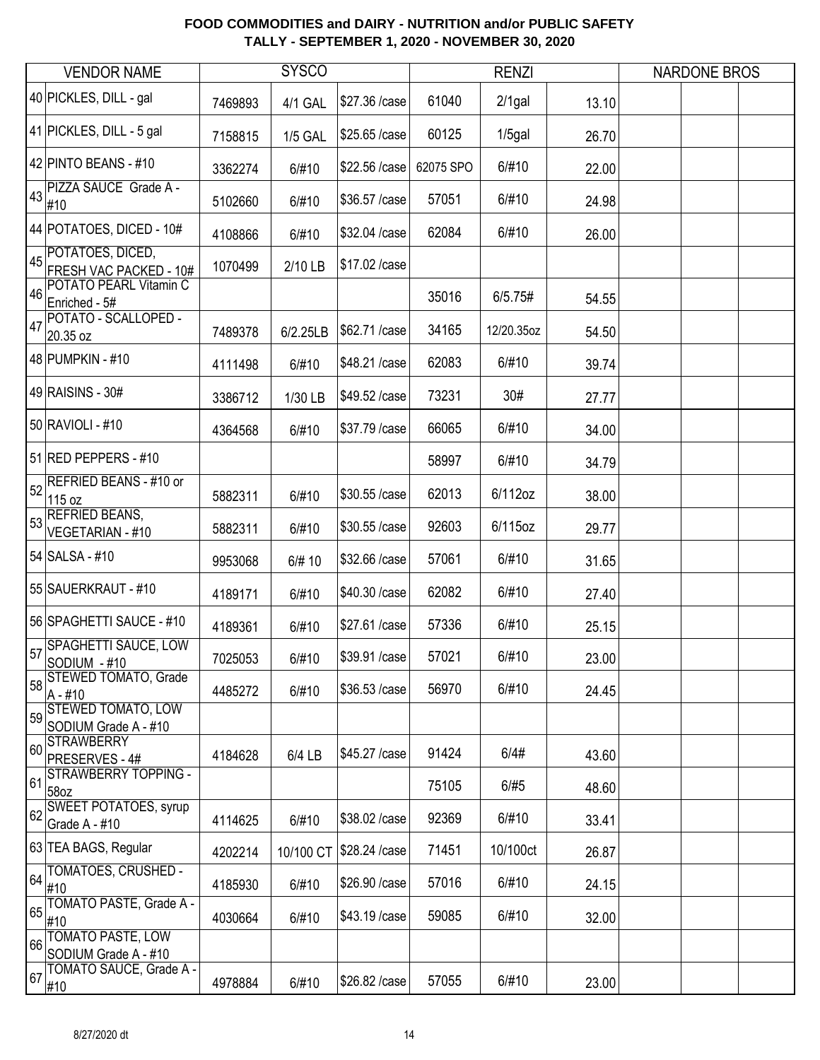# FOOD COMMODITIES and DAIRY - NUTRITION and/or PUBLIC SAFETY
## TALLY - SEPTEMBER 1, 2020 - NOVEMBER 30, 2020

| | VENDOR NAME | SYSCO | | | RENZI | | | NARDONE BROS | | |
|---|---|---|---|---|---|---|---|---|---|---|
| 40 | PICKLES, DILL - gal | 7469893 | 4/1 GAL | $27.36 /case | 61040 | 2/1gal | 13.10 | | | |
| 41 | PICKLES, DILL - 5 gal | 7158815 | 1/5 GAL | $25.65 /case | 60125 | 1/5gal | 26.70 | | | |
| 42 | PINTO BEANS - #10 | 3362274 | 6/#10 | $22.56 /case | 62075 SPO | 6/#10 | 22.00 | | | |
| 43 | PIZZA SAUCE Grade A - #10 | 5102660 | 6/#10 | $36.57 /case | 57051 | 6/#10 | 24.98 | | | |
| 44 | POTATOES, DICED - 10# | 4108866 | 6/#10 | $32.04 /case | 62084 | 6/#10 | 26.00 | | | |
| 45 | POTATOES, DICED, FRESH VAC PACKED - 10# | 1070499 | 2/10 LB | $17.02 /case | | | | | | |
| 46 | POTATO PEARL Vitamin C Enriched - 5# | | | | 35016 | 6/5.75# | 54.55 | | | |
| 47 | POTATO - SCALLOPED - 20.35 oz | 7489378 | 6/2.25LB | $62.71 /case | 34165 | 12/20.35oz | 54.50 | | | |
| 48 | PUMPKIN - #10 | 4111498 | 6/#10 | $48.21 /case | 62083 | 6/#10 | 39.74 | | | |
| 49 | RAISINS - 30# | 3386712 | 1/30 LB | $49.52 /case | 73231 | 30# | 27.77 | | | |
| 50 | RAVIOLI - #10 | 4364568 | 6/#10 | $37.79 /case | 66065 | 6/#10 | 34.00 | | | |
| 51 | RED PEPPERS - #10 | | | | 58997 | 6/#10 | 34.79 | | | |
| 52 | REFRIED BEANS - #10 or 115 oz | 5882311 | 6/#10 | $30.55 /case | 62013 | 6/112oz | 38.00 | | | |
| 53 | REFRIED BEANS, VEGETARIAN - #10 | 5882311 | 6/#10 | $30.55 /case | 92603 | 6/115oz | 29.77 | | | |
| 54 | SALSA - #10 | 9953068 | 6/# 10 | $32.66 /case | 57061 | 6/#10 | 31.65 | | | |
| 55 | SAUERKRAUT - #10 | 4189171 | 6/#10 | $40.30 /case | 62082 | 6/#10 | 27.40 | | | |
| 56 | SPAGHETTI SAUCE - #10 | 4189361 | 6/#10 | $27.61 /case | 57336 | 6/#10 | 25.15 | | | |
| 57 | SPAGHETTI SAUCE, LOW SODIUM - #10 | 7025053 | 6/#10 | $39.91 /case | 57021 | 6/#10 | 23.00 | | | |
| 58 | STEWED TOMATO, Grade A - #10 | 4485272 | 6/#10 | $36.53 /case | 56970 | 6/#10 | 24.45 | | | |
| 59 | STEWED TOMATO, LOW SODIUM Grade A - #10 | | | | | | | | | |
| 60 | STRAWBERRY PRESERVES - 4# | 4184628 | 6/4 LB | $45.27 /case | 91424 | 6/4# | 43.60 | | | |
| 61 | STRAWBERRY TOPPING - 58oz | | | | 75105 | 6/#5 | 48.60 | | | |
| 62 | SWEET POTATOES, syrup Grade A - #10 | 4114625 | 6/#10 | $38.02 /case | 92369 | 6/#10 | 33.41 | | | |
| 63 | TEA BAGS, Regular | 4202214 | 10/100 CT | $28.24 /case | 71451 | 10/100ct | 26.87 | | | |
| 64 | TOMATOES, CRUSHED - #10 | 4185930 | 6/#10 | $26.90 /case | 57016 | 6/#10 | 24.15 | | | |
| 65 | TOMATO PASTE, Grade A - #10 | 4030664 | 6/#10 | $43.19 /case | 59085 | 6/#10 | 32.00 | | | |
| 66 | TOMATO PASTE, LOW SODIUM Grade A - #10 | | | | | | | | | |
| 67 | TOMATO SAUCE, Grade A - #10 | 4978884 | 6/#10 | $26.82 /case | 57055 | 6/#10 | 23.00 | | | |

8/27/2020 dt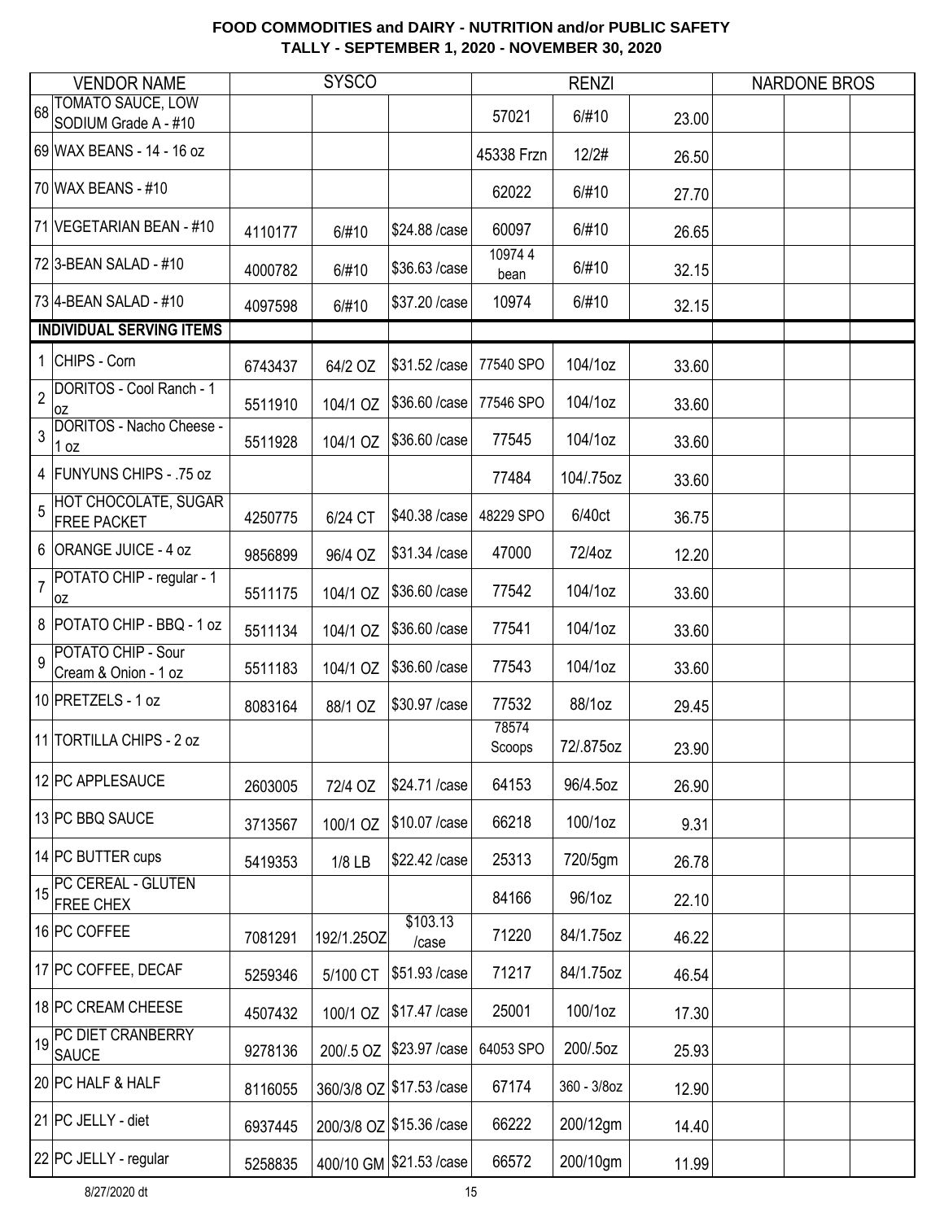# FOOD COMMODITIES and DAIRY - NUTRITION and/or PUBLIC SAFETY
## TALLY - SEPTEMBER 1, 2020 - NOVEMBER 30, 2020

| | VENDOR NAME | SYSCO | | | RENZI | | | NARDONE BROS | | |
|---|---|---|---|---|---|---|---|---|---|---|
| 68 | TOMATO SAUCE, LOW SODIUM Grade A - #10 | | | | 57021 | 6/#10 | 23.00 | | | |
| 69 | WAX BEANS - 14 - 16 oz | | | | 45338 Frzn | 12/2# | 26.50 | | | |
| 70 | WAX BEANS - #10 | | | | 62022 | 6/#10 | 27.70 | | | |
| 71 | VEGETARIAN BEAN - #10 | 4110177 | 6/#10 | $24.88 /case | 60097 | 6/#10 | 26.65 | | | |
| 72 | 3-BEAN SALAD - #10 | 4000782 | 6/#10 | $36.63 /case | 10974 4 bean | 6/#10 | 32.15 | | | |
| 73 | 4-BEAN SALAD - #10 | 4097598 | 6/#10 | $37.20 /case | 10974 | 6/#10 | 32.15 | | | |
| | **INDIVIDUAL SERVING ITEMS** | | | | | | | | | |
| 1 | CHIPS - Corn | 6743437 | 64/2 OZ | $31.52 /case | 77540 SPO | 104/1oz | 33.60 | | | |
| 2 | DORITOS - Cool Ranch - 1 oz | 5511910 | 104/1 OZ | $36.60 /case | 77546 SPO | 104/1oz | 33.60 | | | |
| 3 | DORITOS - Nacho Cheese - 1 oz | 5511928 | 104/1 OZ | $36.60 /case | 77545 | 104/1oz | 33.60 | | | |
| 4 | FUNYUNS CHIPS - .75 oz | | | | 77484 | 104/.75oz | 33.60 | | | |
| 5 | HOT CHOCOLATE, SUGAR FREE PACKET | 4250775 | 6/24 CT | $40.38 /case | 48229 SPO | 6/40ct | 36.75 | | | |
| 6 | ORANGE JUICE - 4 oz | 9856899 | 96/4 OZ | $31.34 /case | 47000 | 72/4oz | 12.20 | | | |
| 7 | POTATO CHIP - regular - 1 oz | 5511175 | 104/1 OZ | $36.60 /case | 77542 | 104/1oz | 33.60 | | | |
| 8 | POTATO CHIP - BBQ - 1 oz | 5511134 | 104/1 OZ | $36.60 /case | 77541 | 104/1oz | 33.60 | | | |
| 9 | POTATO CHIP - Sour Cream & Onion - 1 oz | 5511183 | 104/1 OZ | $36.60 /case | 77543 | 104/1oz | 33.60 | | | |
| 10 | PRETZELS - 1 oz | 8083164 | 88/1 OZ | $30.97 /case | 77532 | 88/1oz | 29.45 | | | |
| 11 | TORTILLA CHIPS - 2 oz | | | | 78574 Scoops | 72/.875oz | 23.90 | | | |
| 12 | PC APPLESAUCE | 2603005 | 72/4 OZ | $24.71 /case | 64153 | 96/4.5oz | 26.90 | | | |
| 13 | PC BBQ SAUCE | 3713567 | 100/1 OZ | $10.07 /case | 66218 | 100/1oz | 9.31 | | | |
| 14 | PC BUTTER cups | 5419353 | 1/8 LB | $22.42 /case | 25313 | 720/5gm | 26.78 | | | |
| 15 | PC CEREAL - GLUTEN FREE CHEX | | | | 84166 | 96/1oz | 22.10 | | | |
| 16 | PC COFFEE | 7081291 | 192/1.25OZ | $103.13 /case | 71220 | 84/1.75oz | 46.22 | | | |
| 17 | PC COFFEE, DECAF | 5259346 | 5/100 CT | $51.93 /case | 71217 | 84/1.75oz | 46.54 | | | |
| 18 | PC CREAM CHEESE | 4507432 | 100/1 OZ | $17.47 /case | 25001 | 100/1oz | 17.30 | | | |
| 19 | PC DIET CRANBERRY SAUCE | 9278136 | 200/.5 OZ | $23.97 /case | 64053 SPO | 200/.5oz | 25.93 | | | |
| 20 | PC HALF & HALF | 8116055 | 360/3/8 OZ | $17.53 /case | 67174 | 360 - 3/8oz | 12.90 | | | |
| 21 | PC JELLY - diet | 6937445 | 200/3/8 OZ | $15.36 /case | 66222 | 200/12gm | 14.40 | | | |
| 22 | PC JELLY - regular | 5258835 | 400/10 GM | $21.53 /case | 66572 | 200/10gm | 11.99 | | | |

8/27/2020 dt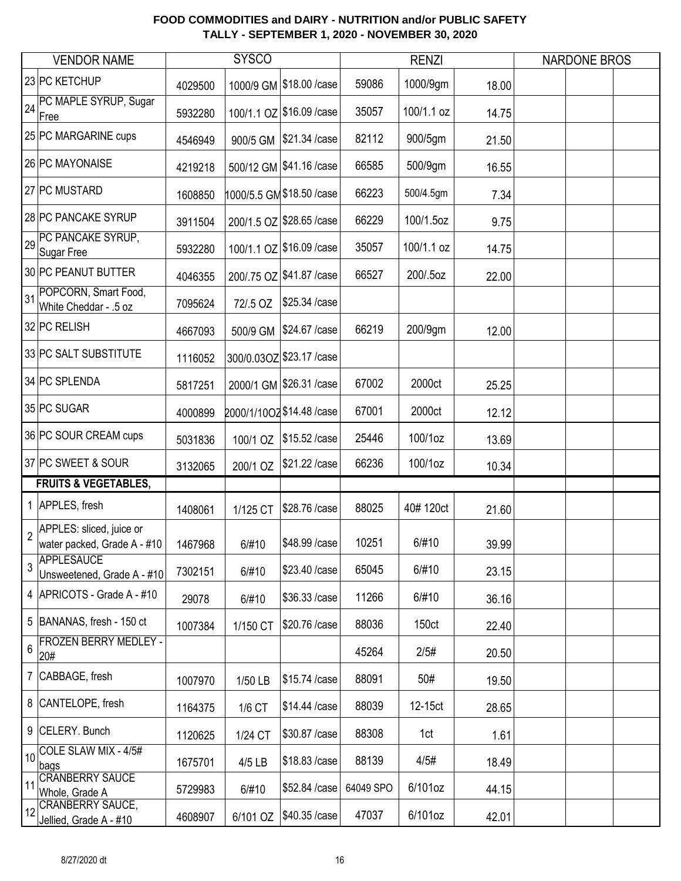# FOOD COMMODITIES and DAIRY - NUTRITION and/or PUBLIC SAFETY
## TALLY - SEPTEMBER 1, 2020 - NOVEMBER 30, 2020

| | VENDOR NAME | SYSCO | | | RENZI | | | NARDONE BROS | | |
|---|---|---|---|---|---|---|---|---|---|---|
| 23 | PC KETCHUP | 4029500 | 1000/9 GM | $18.00 /case | 59086 | 1000/9gm | 18.00 | | | |
| 24 | PC MAPLE SYRUP, Sugar Free | 5932280 | 100/1.1 OZ | $16.09 /case | 35057 | 100/1.1 oz | 14.75 | | | |
| 25 | PC MARGARINE cups | 4546949 | 900/5 GM | $21.34 /case | 82112 | 900/5gm | 21.50 | | | |
| 26 | PC MAYONAISE | 4219218 | 500/12 GM | $41.16 /case | 66585 | 500/9gm | 16.55 | | | |
| 27 | PC MUSTARD | 1608850 | 1000/5.5 GM | $18.50 /case | 66223 | 500/4.5gm | 7.34 | | | |
| 28 | PC PANCAKE SYRUP | 3911504 | 200/1.5 OZ | $28.65 /case | 66229 | 100/1.5oz | 9.75 | | | |
| 29 | PC PANCAKE SYRUP, Sugar Free | 5932280 | 100/1.1 OZ | $16.09 /case | 35057 | 100/1.1 oz | 14.75 | | | |
| 30 | PC PEANUT BUTTER | 4046355 | 200/.75 OZ | $41.87 /case | 66527 | 200/.5oz | 22.00 | | | |
| 31 | POPCORN, Smart Food, White Cheddar - .5 oz | 7095624 | 72/.5 OZ | $25.34 /case | | | | | | |
| 32 | PC RELISH | 4667093 | 500/9 GM | $24.67 /case | 66219 | 200/9gm | 12.00 | | | |
| 33 | PC SALT SUBSTITUTE | 1116052 | 300/0.03OZ | $23.17 /case | | | | | | |
| 34 | PC SPLENDA | 5817251 | 2000/1 GM | $26.31 /case | 67002 | 2000ct | 25.25 | | | |
| 35 | PC SUGAR | 4000899 | 2000/1/10OZ | $14.48 /case | 67001 | 2000ct | 12.12 | | | |
| 36 | PC SOUR CREAM cups | 5031836 | 100/1 OZ | $15.52 /case | 25446 | 100/1oz | 13.69 | | | |
| 37 | PC SWEET & SOUR | 3132065 | 200/1 OZ | $21.22 /case | 66236 | 100/1oz | 10.34 | | | |
| | **FRUITS & VEGETABLES,** | | | | | | | | | |
| 1 | APPLES, fresh | 1408061 | 1/125 CT | $28.76 /case | 88025 | 40# 120ct | 21.60 | | | |
| 2 | APPLES: sliced, juice or water packed, Grade A - #10 | 1467968 | 6/#10 | $48.99 /case | 10251 | 6/#10 | 39.99 | | | |
| 3 | APPLESAUCE Unsweetened, Grade A - #10 | 7302151 | 6/#10 | $23.40 /case | 65045 | 6/#10 | 23.15 | | | |
| 4 | APRICOTS - Grade A - #10 | 29078 | 6/#10 | $36.33 /case | 11266 | 6/#10 | 36.16 | | | |
| 5 | BANANAS, fresh - 150 ct | 1007384 | 1/150 CT | $20.76 /case | 88036 | 150ct | 22.40 | | | |
| 6 | FROZEN BERRY MEDLEY - 20# | | | | 45264 | 2/5# | 20.50 | | | |
| 7 | CABBAGE, fresh | 1007970 | 1/50 LB | $15.74 /case | 88091 | 50# | 19.50 | | | |
| 8 | CANTELOPE, fresh | 1164375 | 1/6 CT | $14.44 /case | 88039 | 12-15ct | 28.65 | | | |
| 9 | CELERY. Bunch | 1120625 | 1/24 CT | $30.87 /case | 88308 | 1ct | 1.61 | | | |
| 10 | COLE SLAW MIX - 4/5# bags | 1675701 | 4/5 LB | $18.83 /case | 88139 | 4/5# | 18.49 | | | |
| 11 | CRANBERRY SAUCE Whole, Grade A | 5729983 | 6/#10 | $52.84 /case | 64049 SPO | 6/101oz | 44.15 | | | |
| 12 | CRANBERRY SAUCE, Jellied, Grade A - #10 | 4608907 | 6/101 OZ | $40.35 /case | 47037 | 6/101oz | 42.01 | | | |

8/27/2020 dt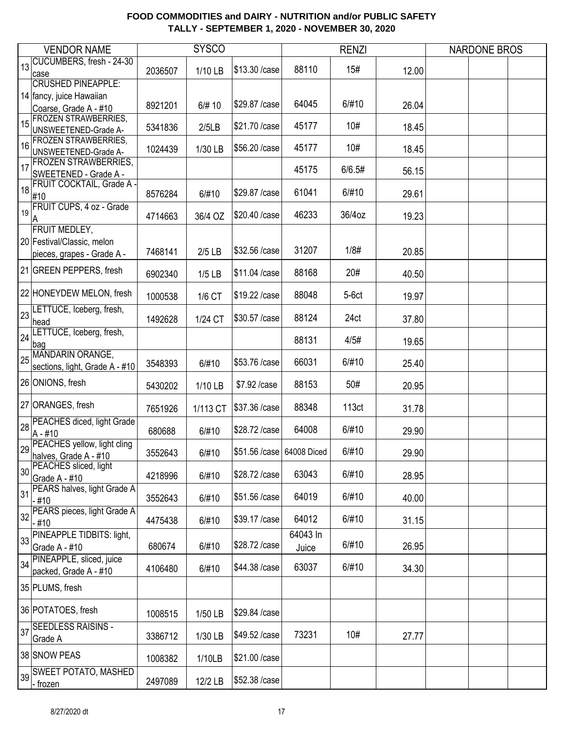# FOOD COMMODITIES and DAIRY - NUTRITION and/or PUBLIC SAFETY
## TALLY - SEPTEMBER 1, 2020 - NOVEMBER 30, 2020

| | VENDOR NAME | SYSCO | | | RENZI | | | NARDONE BROS | | |
|---|---|---|---|---|---|---|---|---|---|---|
| 13 | CUCUMBERS, fresh - 24-30 case | 2036507 | 1/10 LB | $13.30 /case | 88110 | 15# | 12.00 | | | |
| 14 | CRUSHED PINEAPPLE: fancy, juice Hawaiian Coarse, Grade A - #10 | 8921201 | 6/# 10 | $29.87 /case | 64045 | 6/#10 | 26.04 | | | |
| 15 | FROZEN STRAWBERRIES, UNSWEETENED-Grade A- | 5341836 | 2/5LB | $21.70 /case | 45177 | 10# | 18.45 | | | |
| 16 | FROZEN STRAWBERRIES, UNSWEETENED-Grade A- | 1024439 | 1/30 LB | $56.20 /case | 45177 | 10# | 18.45 | | | |
| 17 | FROZEN STRAWBERRIES, SWEETENED - Grade A - | | | | 45175 | 6/6.5# | 56.15 | | | |
| 18 | FRUIT COCKTAIL, Grade A - #10 | 8576284 | 6/#10 | $29.87 /case | 61041 | 6/#10 | 29.61 | | | |
| 19 | FRUIT CUPS, 4 oz - Grade A | 4714663 | 36/4 OZ | $20.40 /case | 46233 | 36/4oz | 19.23 | | | |
| 20 | FRUIT MEDLEY, Festival/Classic, melon pieces, grapes - Grade A - | 7468141 | 2/5 LB | $32.56 /case | 31207 | 1/8# | 20.85 | | | |
| 21 | GREEN PEPPERS, fresh | 6902340 | 1/5 LB | $11.04 /case | 88168 | 20# | 40.50 | | | |
| 22 | HONEYDEW MELON, fresh | 1000538 | 1/6 CT | $19.22 /case | 88048 | 5-6ct | 19.97 | | | |
| 23 | LETTUCE, Iceberg, fresh, head | 1492628 | 1/24 CT | $30.57 /case | 88124 | 24ct | 37.80 | | | |
| 24 | LETTUCE, Iceberg, fresh, bag | | | | 88131 | 4/5# | 19.65 | | | |
| 25 | MANDARIN ORANGE, sections, light, Grade A - #10 | 3548393 | 6/#10 | $53.76 /case | 66031 | 6/#10 | 25.40 | | | |
| 26 | ONIONS, fresh | 5430202 | 1/10 LB | $7.92 /case | 88153 | 50# | 20.95 | | | |
| 27 | ORANGES, fresh | 7651926 | 1/113 CT | $37.36 /case | 88348 | 113ct | 31.78 | | | |
| 28 | PEACHES diced, light Grade A - #10 | 680688 | 6/#10 | $28.72 /case | 64008 | 6/#10 | 29.90 | | | |
| 29 | PEACHES yellow, light cling halves, Grade A - #10 | 3552643 | 6/#10 | $51.56 /case | 64008 Diced | 6/#10 | 29.90 | | | |
| 30 | PEACHES sliced, light Grade A - #10 | 4218996 | 6/#10 | $28.72 /case | 63043 | 6/#10 | 28.95 | | | |
| 31 | PEARS halves, light Grade A - #10 | 3552643 | 6/#10 | $51.56 /case | 64019 | 6/#10 | 40.00 | | | |
| 32 | PEARS pieces, light Grade A - #10 | 4475438 | 6/#10 | $39.17 /case | 64012 | 6/#10 | 31.15 | | | |
| 33 | PINEAPPLE TIDBITS: light, Grade A - #10 | 680674 | 6/#10 | $28.72 /case | 64043 In Juice | 6/#10 | 26.95 | | | |
| 34 | PINEAPPLE, sliced, juice packed, Grade A - #10 | 4106480 | 6/#10 | $44.38 /case | 63037 | 6/#10 | 34.30 | | | |
| 35 | PLUMS, fresh | | | | | | | | | |
| 36 | POTATOES, fresh | 1008515 | 1/50 LB | $29.84 /case | | | | | | |
| 37 | SEEDLESS RAISINS - Grade A | 3386712 | 1/30 LB | $49.52 /case | 73231 | 10# | 27.77 | | | |
| 38 | SNOW PEAS | 1008382 | 1/10LB | $21.00 /case | | | | | | |
| 39 | SWEET POTATO, MASHED - frozen | 2497089 | 12/2 LB | $52.38 /case | | | | | | |

8/27/2020 dt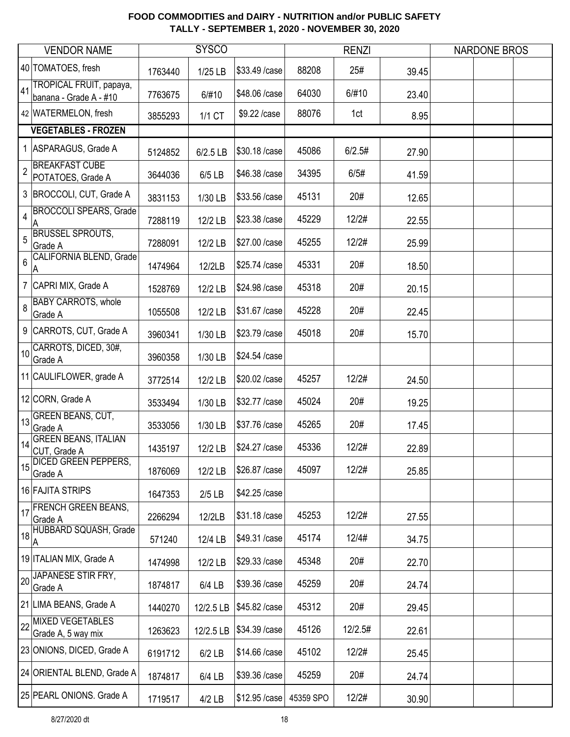**FOOD COMMODITIES and DAIRY - NUTRITION and/or PUBLIC SAFETY**
**TALLY - SEPTEMBER 1, 2020 - NOVEMBER 30, 2020**

| | VENDOR NAME | SYSCO | | | RENZI | | | NARDONE BROS | | |
|---|---|---|---|---|---|---|---|---|---|---|
| 40 | TOMATOES, fresh | 1763440 | 1/25 LB | $33.49 /case | 88208 | 25# | 39.45 | | | |
| 41 | TROPICAL FRUIT, papaya, banana - Grade A - #10 | 7763675 | 6/#10 | $48.06 /case | 64030 | 6/#10 | 23.40 | | | |
| 42 | WATERMELON, fresh | 3855293 | 1/1 CT | $9.22 /case | 88076 | 1ct | 8.95 | | | |
| | **VEGETABLES - FROZEN** | | | | | | | | | |
| 1 | ASPARAGUS, Grade A | 5124852 | 6/2.5 LB | $30.18 /case | 45086 | 6/2.5# | 27.90 | | | |
| 2 | BREAKFAST CUBE POTATOES, Grade A | 3644036 | 6/5 LB | $46.38 /case | 34395 | 6/5# | 41.59 | | | |
| 3 | BROCCOLI, CUT, Grade A | 3831153 | 1/30 LB | $33.56 /case | 45131 | 20# | 12.65 | | | |
| 4 | BROCCOLI SPEARS, Grade A | 7288119 | 12/2 LB | $23.38 /case | 45229 | 12/2# | 22.55 | | | |
| 5 | BRUSSEL SPROUTS, Grade A | 7288091 | 12/2 LB | $27.00 /case | 45255 | 12/2# | 25.99 | | | |
| 6 | CALIFORNIA BLEND, Grade A | 1474964 | 12/2LB | $25.74 /case | 45331 | 20# | 18.50 | | | |
| 7 | CAPRI MIX, Grade A | 1528769 | 12/2 LB | $24.98 /case | 45318 | 20# | 20.15 | | | |
| 8 | BABY CARROTS, whole Grade A | 1055508 | 12/2 LB | $31.67 /case | 45228 | 20# | 22.45 | | | |
| 9 | CARROTS, CUT, Grade A | 3960341 | 1/30 LB | $23.79 /case | 45018 | 20# | 15.70 | | | |
| 10 | CARROTS, DICED, 30#, Grade A | 3960358 | 1/30 LB | $24.54 /case | | | | | | |
| 11 | CAULIFLOWER, grade A | 3772514 | 12/2 LB | $20.02 /case | 45257 | 12/2# | 24.50 | | | |
| 12 | CORN, Grade A | 3533494 | 1/30 LB | $32.77 /case | 45024 | 20# | 19.25 | | | |
| 13 | GREEN BEANS, CUT, Grade A | 3533056 | 1/30 LB | $37.76 /case | 45265 | 20# | 17.45 | | | |
| 14 | GREEN BEANS, ITALIAN CUT, Grade A | 1435197 | 12/2 LB | $24.27 /case | 45336 | 12/2# | 22.89 | | | |
| 15 | DICED GREEN PEPPERS, Grade A | 1876069 | 12/2 LB | $26.87 /case | 45097 | 12/2# | 25.85 | | | |
| 16 | FAJITA STRIPS | 1647353 | 2/5 LB | $42.25 /case | | | | | | |
| 17 | FRENCH GREEN BEANS, Grade A | 2266294 | 12/2LB | $31.18 /case | 45253 | 12/2# | 27.55 | | | |
| 18 | HUBBARD SQUASH, Grade A | 571240 | 12/4 LB | $49.31 /case | 45174 | 12/4# | 34.75 | | | |
| 19 | ITALIAN MIX, Grade A | 1474998 | 12/2 LB | $29.33 /case | 45348 | 20# | 22.70 | | | |
| 20 | JAPANESE STIR FRY, Grade A | 1874817 | 6/4 LB | $39.36 /case | 45259 | 20# | 24.74 | | | |
| 21 | LIMA BEANS, Grade A | 1440270 | 12/2.5 LB | $45.82 /case | 45312 | 20# | 29.45 | | | |
| 22 | MIXED VEGETABLES Grade A, 5 way mix | 1263623 | 12/2.5 LB | $34.39 /case | 45126 | 12/2.5# | 22.61 | | | |
| 23 | ONIONS, DICED, Grade A | 6191712 | 6/2 LB | $14.66 /case | 45102 | 12/2# | 25.45 | | | |
| 24 | ORIENTAL BLEND, Grade A | 1874817 | 6/4 LB | $39.36 /case | 45259 | 20# | 24.74 | | | |
| 25 | PEARL ONIONS. Grade A | 1719517 | 4/2 LB | $12.95 /case | 45359 SPO | 12/2# | 30.90 | | | |

8/27/2020 dt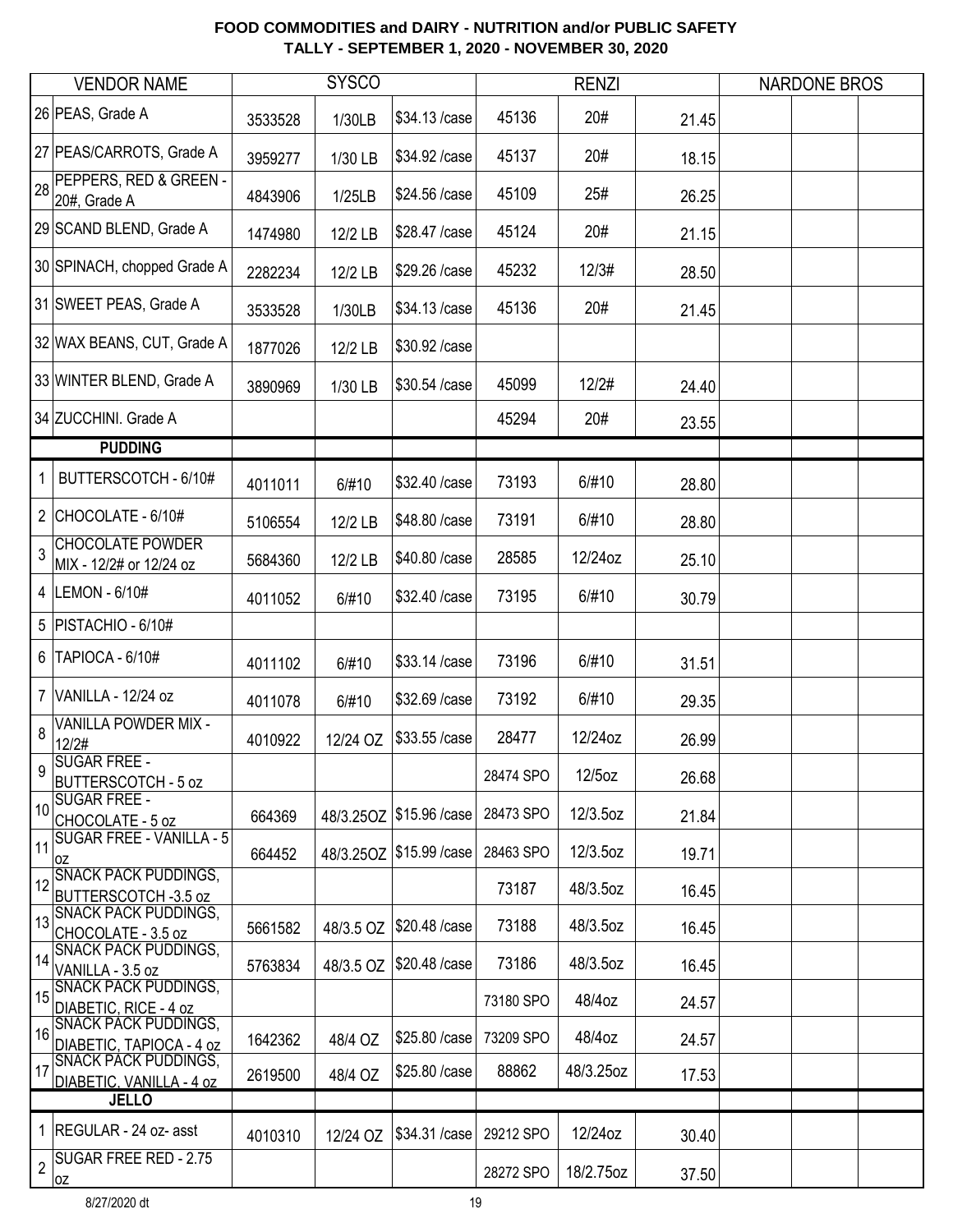**FOOD COMMODITIES and DAIRY - NUTRITION and/or PUBLIC SAFETY**
**TALLY - SEPTEMBER 1, 2020 - NOVEMBER 30, 2020**

| | VENDOR NAME | SYSCO | | | RENZI | | | NARDONE BROS | | |
|---|---|---|---|---|---|---|---|---|---|---|
| 26 | PEAS, Grade A | 3533528 | 1/30LB | $34.13 /case | 45136 | 20# | 21.45 | | | |
| 27 | PEAS/CARROTS, Grade A | 3959277 | 1/30 LB | $34.92 /case | 45137 | 20# | 18.15 | | | |
| 28 | PEPPERS, RED & GREEN - 20#, Grade A | 4843906 | 1/25LB | $24.56 /case | 45109 | 25# | 26.25 | | | |
| 29 | SCAND BLEND, Grade A | 1474980 | 12/2 LB | $28.47 /case | 45124 | 20# | 21.15 | | | |
| 30 | SPINACH, chopped Grade A | 2282234 | 12/2 LB | $29.26 /case | 45232 | 12/3# | 28.50 | | | |
| 31 | SWEET PEAS, Grade A | 3533528 | 1/30LB | $34.13 /case | 45136 | 20# | 21.45 | | | |
| 32 | WAX BEANS, CUT, Grade A | 1877026 | 12/2 LB | $30.92 /case | | | | | | |
| 33 | WINTER BLEND, Grade A | 3890969 | 1/30 LB | $30.54 /case | 45099 | 12/2# | 24.40 | | | |
| 34 | ZUCCHINI. Grade A | | | | 45294 | 20# | 23.55 | | | |
| | **PUDDING** | | | | | | | | | |
| 1 | BUTTERSCOTCH - 6/10# | 4011011 | 6/#10 | $32.40 /case | 73193 | 6/#10 | 28.80 | | | |
| 2 | CHOCOLATE - 6/10# | 5106554 | 12/2 LB | $48.80 /case | 73191 | 6/#10 | 28.80 | | | |
| 3 | CHOCOLATE POWDER MIX - 12/2# or 12/24 oz | 5684360 | 12/2 LB | $40.80 /case | 28585 | 12/24oz | 25.10 | | | |
| 4 | LEMON - 6/10# | 4011052 | 6/#10 | $32.40 /case | 73195 | 6/#10 | 30.79 | | | |
| 5 | PISTACHIO - 6/10# | | | | | | | | | |
| 6 | TAPIOCA - 6/10# | 4011102 | 6/#10 | $33.14 /case | 73196 | 6/#10 | 31.51 | | | |
| 7 | VANILLA - 12/24 oz | 4011078 | 6/#10 | $32.69 /case | 73192 | 6/#10 | 29.35 | | | |
| 8 | VANILLA POWDER MIX - 12/2# | 4010922 | 12/24 OZ | $33.55 /case | 28477 | 12/24oz | 26.99 | | | |
| 9 | SUGAR FREE - BUTTERSCOTCH - 5 oz | | | | 28474 SPO | 12/5oz | 26.68 | | | |
| 10 | SUGAR FREE - CHOCOLATE - 5 oz | 664369 | 48/3.25OZ | $15.96 /case | 28473 SPO | 12/3.5oz | 21.84 | | | |
| 11 | SUGAR FREE - VANILLA - 5 oz | 664452 | 48/3.25OZ | $15.99 /case | 28463 SPO | 12/3.5oz | 19.71 | | | |
| 12 | SNACK PACK PUDDINGS, BUTTERSCOTCH -3.5 oz | | | | 73187 | 48/3.5oz | 16.45 | | | |
| 13 | SNACK PACK PUDDINGS, CHOCOLATE - 3.5 oz | 5661582 | 48/3.5 OZ | $20.48 /case | 73188 | 48/3.5oz | 16.45 | | | |
| 14 | SNACK PACK PUDDINGS, VANILLA - 3.5 oz | 5763834 | 48/3.5 OZ | $20.48 /case | 73186 | 48/3.5oz | 16.45 | | | |
| 15 | SNACK PACK PUDDINGS, DIABETIC, RICE - 4 oz | | | | 73180 SPO | 48/4oz | 24.57 | | | |
| 16 | SNACK PACK PUDDINGS, DIABETIC, TAPIOCA - 4 oz | 1642362 | 48/4 OZ | $25.80 /case | 73209 SPO | 48/4oz | 24.57 | | | |
| 17 | SNACK PACK PUDDINGS, DIABETIC, VANILLA - 4 oz | 2619500 | 48/4 OZ | $25.80 /case | 88862 | 48/3.25oz | 17.53 | | | |
| | **JELLO** | | | | | | | | | |
| 1 | REGULAR - 24 oz- asst | 4010310 | 12/24 OZ | $34.31 /case | 29212 SPO | 12/24oz | 30.40 | | | |
| 2 | SUGAR FREE RED - 2.75 oz | | | | 28272 SPO | 18/2.75oz | 37.50 | | | |

8/27/2020 dt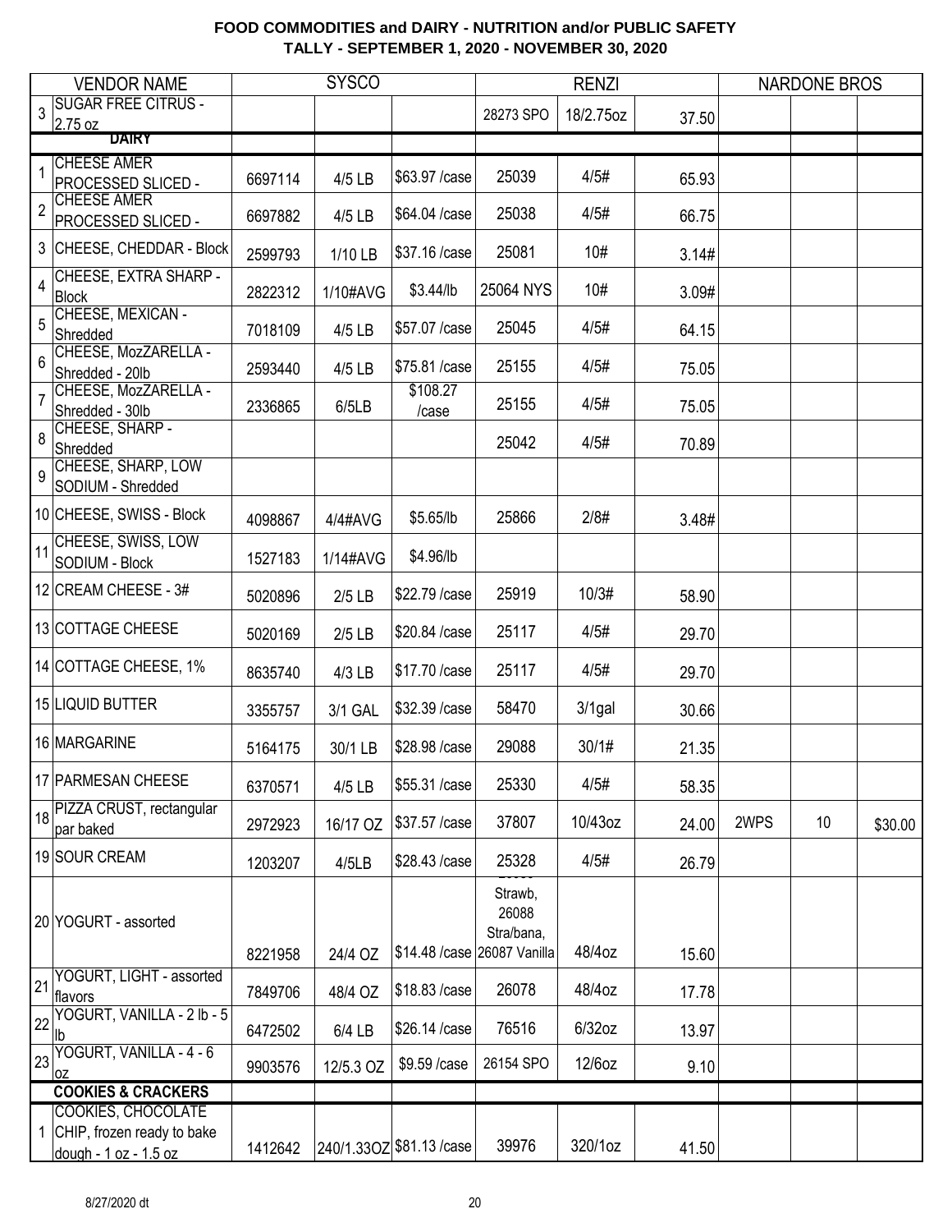# FOOD COMMODITIES and DAIRY - NUTRITION and/or PUBLIC SAFETY
## TALLY - SEPTEMBER 1, 2020 - NOVEMBER 30, 2020

| | VENDOR NAME | SYSCO | | | RENZI | | | NARDONE BROS | | |
|---|---|---|---|---|---|---|---|---|---|---|
| 3 | SUGAR FREE CITRUS - 2.75 oz | | | | 28273 SPO | 18/2.75oz | 37.50 | | | |
| | **DAIRY** | | | | | | | | | |
| 1 | CHEESE AMER PROCESSED SLICED - | 6697114 | 4/5 LB | $63.97 /case | 25039 | 4/5# | 65.93 | | | |
| 2 | CHEESE AMER PROCESSED SLICED - | 6697882 | 4/5 LB | $64.04 /case | 25038 | 4/5# | 66.75 | | | |
| 3 | CHEESE, CHEDDAR - Block | 2599793 | 1/10 LB | $37.16 /case | 25081 | 10# | 3.14# | | | |
| 4 | CHEESE, EXTRA SHARP - Block | 2822312 | 1/10#AVG | $3.44/lb | 25064 NYS | 10# | 3.09# | | | |
| 5 | CHEESE, MEXICAN - Shredded | 7018109 | 4/5 LB | $57.07 /case | 25045 | 4/5# | 64.15 | | | |
| 6 | CHEESE, MozZARELLA - Shredded - 20lb | 2593440 | 4/5 LB | $75.81 /case | 25155 | 4/5# | 75.05 | | | |
| 7 | CHEESE, MozZARELLA - Shredded - 30lb | 2336865 | 6/5LB | $108.27 /case | 25155 | 4/5# | 75.05 | | | |
| 8 | CHEESE, SHARP - Shredded | | | | 25042 | 4/5# | 70.89 | | | |
| 9 | CHEESE, SHARP, LOW SODIUM - Shredded | | | | | | | | | |
| 10 | CHEESE, SWISS - Block | 4098867 | 4/4#AVG | $5.65/lb | 25866 | 2/8# | 3.48# | | | |
| 11 | CHEESE, SWISS, LOW SODIUM - Block | 1527183 | 1/14#AVG | $4.96/lb | | | | | | |
| 12 | CREAM CHEESE - 3# | 5020896 | 2/5 LB | $22.79 /case | 25919 | 10/3# | 58.90 | | | |
| 13 | COTTAGE CHEESE | 5020169 | 2/5 LB | $20.84 /case | 25117 | 4/5# | 29.70 | | | |
| 14 | COTTAGE CHEESE, 1% | 8635740 | 4/3 LB | $17.70 /case | 25117 | 4/5# | 29.70 | | | |
| 15 | LIQUID BUTTER | 3355757 | 3/1 GAL | $32.39 /case | 58470 | 3/1gal | 30.66 | | | |
| 16 | MARGARINE | 5164175 | 30/1 LB | $28.98 /case | 29088 | 30/1# | 21.35 | | | |
| 17 | PARMESAN CHEESE | 6370571 | 4/5 LB | $55.31 /case | 25330 | 4/5# | 58.35 | | | |
| 18 | PIZZA CRUST, rectangular par baked | 2972923 | 16/17 OZ | $37.57 /case | 37807 | 10/43oz | 24.00 | 2WPS | 10 | $30.00 |
| 19 | SOUR CREAM | 1203207 | 4/5LB | $28.43 /case | 25328 | 4/5# | 26.79 | | | |
| 20 | YOGURT - assorted | 8221958 | 24/4 OZ | $14.48 /case | Strawb, 26088 Stra/bana, 26087 Vanilla | 48/4oz | 15.60 | | | |
| 21 | YOGURT, LIGHT - assorted flavors | 7849706 | 48/4 OZ | $18.83 /case | 26078 | 48/4oz | 17.78 | | | |
| 22 | YOGURT, VANILLA - 2 lb - 5 lb | 6472502 | 6/4 LB | $26.14 /case | 76516 | 6/32oz | 13.97 | | | |
| 23 | YOGURT, VANILLA - 4 - 6 oz | 9903576 | 12/5.3 OZ | $9.59 /case | 26154 SPO | 12/6oz | 9.10 | | | |
| | **COOKIES & CRACKERS** | | | | | | | | | |
| 1 | COOKIES, CHOCOLATE CHIP, frozen ready to bake dough - 1 oz - 1.5 oz | 1412642 | 240/1.33OZ | $81.13 /case | 39976 | 320/1oz | 41.50 | | | |

8/27/2020 dt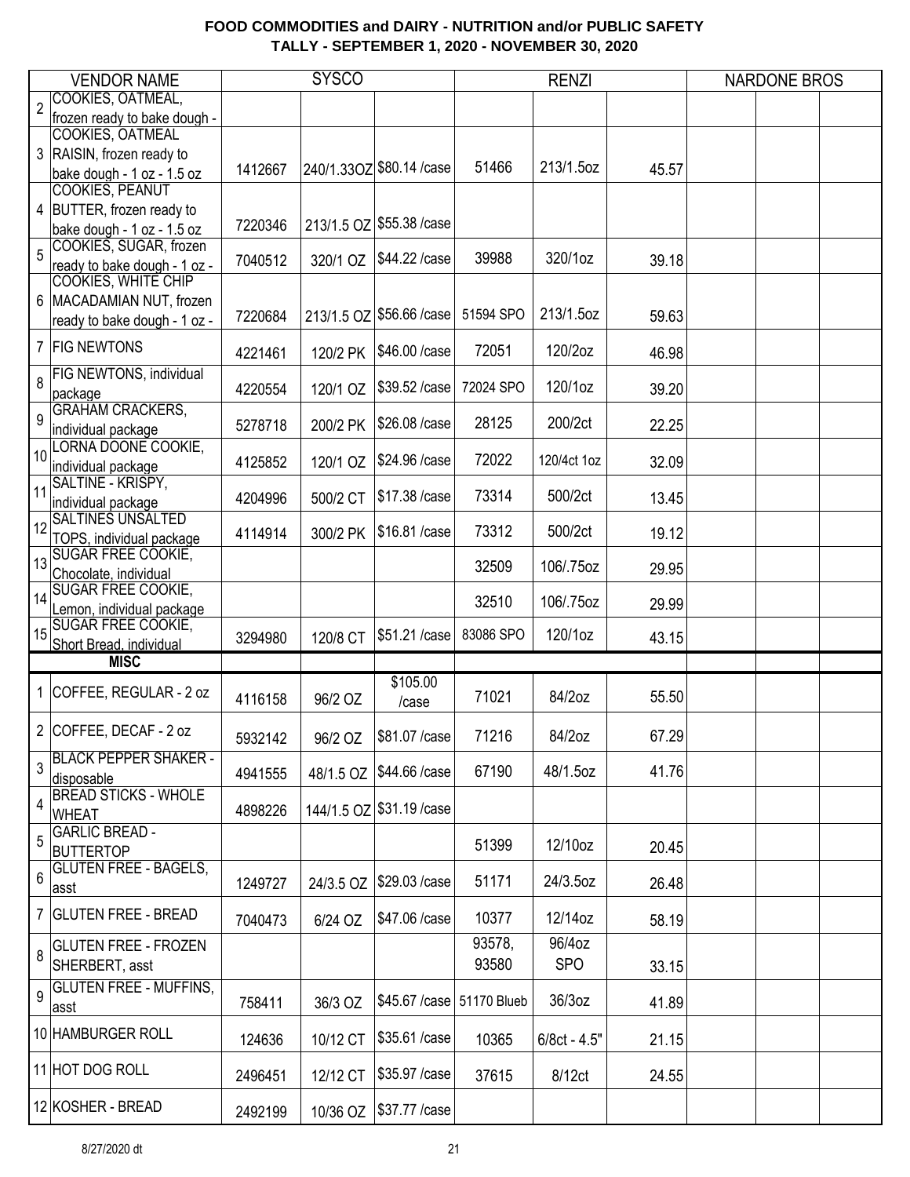# FOOD COMMODITIES and DAIRY - NUTRITION and/or PUBLIC SAFETY
## TALLY - SEPTEMBER 1, 2020 - NOVEMBER 30, 2020

| | VENDOR NAME | SYSCO | | | RENZI | | | NARDONE BROS | | |
|---|---|---|---|---|---|---|---|---|---|---|
| 2 | COOKIES, OATMEAL, frozen ready to bake dough - | | | | | | | | | |
| 3 | COOKIES, OATMEAL RAISIN, frozen ready to bake dough - 1 oz - 1.5 oz | 1412667 | 240/1.33OZ | $80.14 /case | 51466 | 213/1.5oz | 45.57 | | | |
| 4 | COOKIES, PEANUT BUTTER, frozen ready to bake dough - 1 oz - 1.5 oz | 7220346 | 213/1.5 OZ | $55.38 /case | | | | | | |
| 5 | COOKIES, SUGAR, frozen ready to bake dough - 1 oz - | 7040512 | 320/1 OZ | $44.22 /case | 39988 | 320/1oz | 39.18 | | | |
| 6 | COOKIES, WHITE CHIP MACADAMIAN NUT, frozen ready to bake dough - 1 oz - | 7220684 | 213/1.5 OZ | $56.66 /case | 51594 SPO | 213/1.5oz | 59.63 | | | |
| 7 | FIG NEWTONS | 4221461 | 120/2 PK | $46.00 /case | 72051 | 120/2oz | 46.98 | | | |
| 8 | FIG NEWTONS, individual package | 4220554 | 120/1 OZ | $39.52 /case | 72024 SPO | 120/1oz | 39.20 | | | |
| 9 | GRAHAM CRACKERS, individual package | 5278718 | 200/2 PK | $26.08 /case | 28125 | 200/2ct | 22.25 | | | |
| 10 | LORNA DOONE COOKIE, individual package | 4125852 | 120/1 OZ | $24.96 /case | 72022 | 120/4ct 1oz | 32.09 | | | |
| 11 | SALTINE - KRISPY, individual package | 4204996 | 500/2 CT | $17.38 /case | 73314 | 500/2ct | 13.45 | | | |
| 12 | SALTINES UNSALTED TOPS, individual package | 4114914 | 300/2 PK | $16.81 /case | 73312 | 500/2ct | 19.12 | | | |
| 13 | SUGAR FREE COOKIE, Chocolate, individual | | | | 32509 | 106/.75oz | 29.95 | | | |
| 14 | SUGAR FREE COOKIE, Lemon, individual package | | | | 32510 | 106/.75oz | 29.99 | | | |
| 15 | SUGAR FREE COOKIE, Short Bread, individual | 3294980 | 120/8 CT | $51.21 /case | 83086 SPO | 120/1oz | 43.15 | | | |
| | **MISC** | | | | | | | | | |
| 1 | COFFEE, REGULAR - 2 oz | 4116158 | 96/2 OZ | $105.00 /case | 71021 | 84/2oz | 55.50 | | | |
| 2 | COFFEE, DECAF - 2 oz | 5932142 | 96/2 OZ | $81.07 /case | 71216 | 84/2oz | 67.29 | | | |
| 3 | BLACK PEPPER SHAKER - disposable | 4941555 | 48/1.5 OZ | $44.66 /case | 67190 | 48/1.5oz | 41.76 | | | |
| 4 | BREAD STICKS - WHOLE WHEAT | 4898226 | 144/1.5 OZ | $31.19 /case | | | | | | |
| 5 | GARLIC BREAD - BUTTERTOP | | | | 51399 | 12/10oz | 20.45 | | | |
| 6 | GLUTEN FREE - BAGELS, asst | 1249727 | 24/3.5 OZ | $29.03 /case | 51171 | 24/3.5oz | 26.48 | | | |
| 7 | GLUTEN FREE - BREAD | 7040473 | 6/24 OZ | $47.06 /case | 10377 | 12/14oz | 58.19 | | | |
| 8 | GLUTEN FREE - FROZEN SHERBERT, asst | | | | 93578, 93580 | 96/4oz SPO | 33.15 | | | |
| 9 | GLUTEN FREE - MUFFINS, asst | 758411 | 36/3 OZ | $45.67 /case | 51170 Blueb | 36/3oz | 41.89 | | | |
| 10 | HAMBURGER ROLL | 124636 | 10/12 CT | $35.61 /case | 10365 | 6/8ct - 4.5" | 21.15 | | | |
| 11 | HOT DOG ROLL | 2496451 | 12/12 CT | $35.97 /case | 37615 | 8/12ct | 24.55 | | | |
| 12 | KOSHER - BREAD | 2492199 | 10/36 OZ | $37.77 /case | | | | | | |

8/27/2020 dt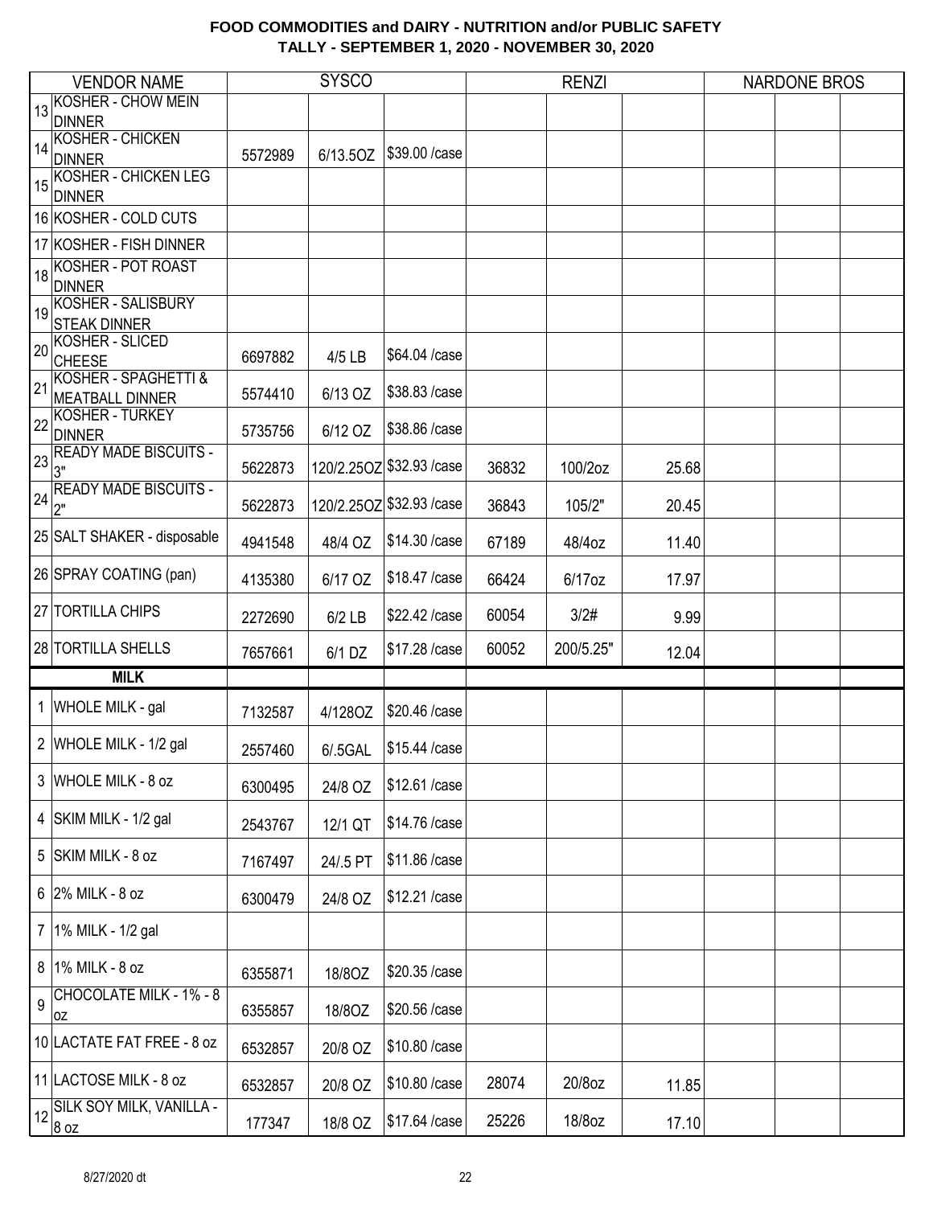**FOOD COMMODITIES and DAIRY - NUTRITION and/or PUBLIC SAFETY**
**TALLY - SEPTEMBER 1, 2020 - NOVEMBER 30, 2020**

| | VENDOR NAME | SYSCO | | | RENZI | | | NARDONE BROS | | |
|---|---|---|---|---|---|---|---|---|---|---|
| 13 | KOSHER - CHOW MEIN DINNER | | | | | | | | | |
| 14 | KOSHER - CHICKEN DINNER | 5572989 | 6/13.5OZ | $39.00 /case | | | | | | |
| 15 | KOSHER - CHICKEN LEG DINNER | | | | | | | | | |
| 16 | KOSHER - COLD CUTS | | | | | | | | | |
| 17 | KOSHER - FISH DINNER | | | | | | | | | |
| 18 | KOSHER - POT ROAST DINNER | | | | | | | | | |
| 19 | KOSHER - SALISBURY STEAK DINNER | | | | | | | | | |
| 20 | KOSHER - SLICED CHEESE | 6697882 | 4/5 LB | $64.04 /case | | | | | | |
| 21 | KOSHER - SPAGHETTI & MEATBALL DINNER | 5574410 | 6/13 OZ | $38.83 /case | | | | | | |
| 22 | KOSHER - TURKEY DINNER | 5735756 | 6/12 OZ | $38.86 /case | | | | | | |
| 23 | READY MADE BISCUITS - 3" | 5622873 | 120/2.25OZ | $32.93 /case | 36832 | 100/2oz | 25.68 | | | |
| 24 | READY MADE BISCUITS - 2" | 5622873 | 120/2.25OZ | $32.93 /case | 36843 | 105/2" | 20.45 | | | |
| 25 | SALT SHAKER - disposable | 4941548 | 48/4 OZ | $14.30 /case | 67189 | 48/4oz | 11.40 | | | |
| 26 | SPRAY COATING (pan) | 4135380 | 6/17 OZ | $18.47 /case | 66424 | 6/17oz | 17.97 | | | |
| 27 | TORTILLA CHIPS | 2272690 | 6/2 LB | $22.42 /case | 60054 | 3/2# | 9.99 | | | |
| 28 | TORTILLA SHELLS | 7657661 | 6/1 DZ | $17.28 /case | 60052 | 200/5.25" | 12.04 | | | |
| | **MILK** | | | | | | | | | |
| 1 | WHOLE MILK - gal | 7132587 | 4/128OZ | $20.46 /case | | | | | | |
| 2 | WHOLE MILK - 1/2 gal | 2557460 | 6/.5GAL | $15.44 /case | | | | | | |
| 3 | WHOLE MILK - 8 oz | 6300495 | 24/8 OZ | $12.61 /case | | | | | | |
| 4 | SKIM MILK - 1/2 gal | 2543767 | 12/1 QT | $14.76 /case | | | | | | |
| 5 | SKIM MILK - 8 oz | 7167497 | 24/.5 PT | $11.86 /case | | | | | | |
| 6 | 2% MILK - 8 oz | 6300479 | 24/8 OZ | $12.21 /case | | | | | | |
| 7 | 1% MILK - 1/2 gal | | | | | | | | | |
| 8 | 1% MILK - 8 oz | 6355871 | 18/8OZ | $20.35 /case | | | | | | |
| 9 | CHOCOLATE MILK - 1% - 8 oz | 6355857 | 18/8OZ | $20.56 /case | | | | | | |
| 10 | LACTATE FAT FREE - 8 oz | 6532857 | 20/8 OZ | $10.80 /case | | | | | | |
| 11 | LACTOSE MILK - 8 oz | 6532857 | 20/8 OZ | $10.80 /case | 28074 | 20/8oz | 11.85 | | | |
| 12 | SILK SOY MILK, VANILLA - 8 oz | 177347 | 18/8 OZ | $17.64 /case | 25226 | 18/8oz | 17.10 | | | |

8/27/2020 dt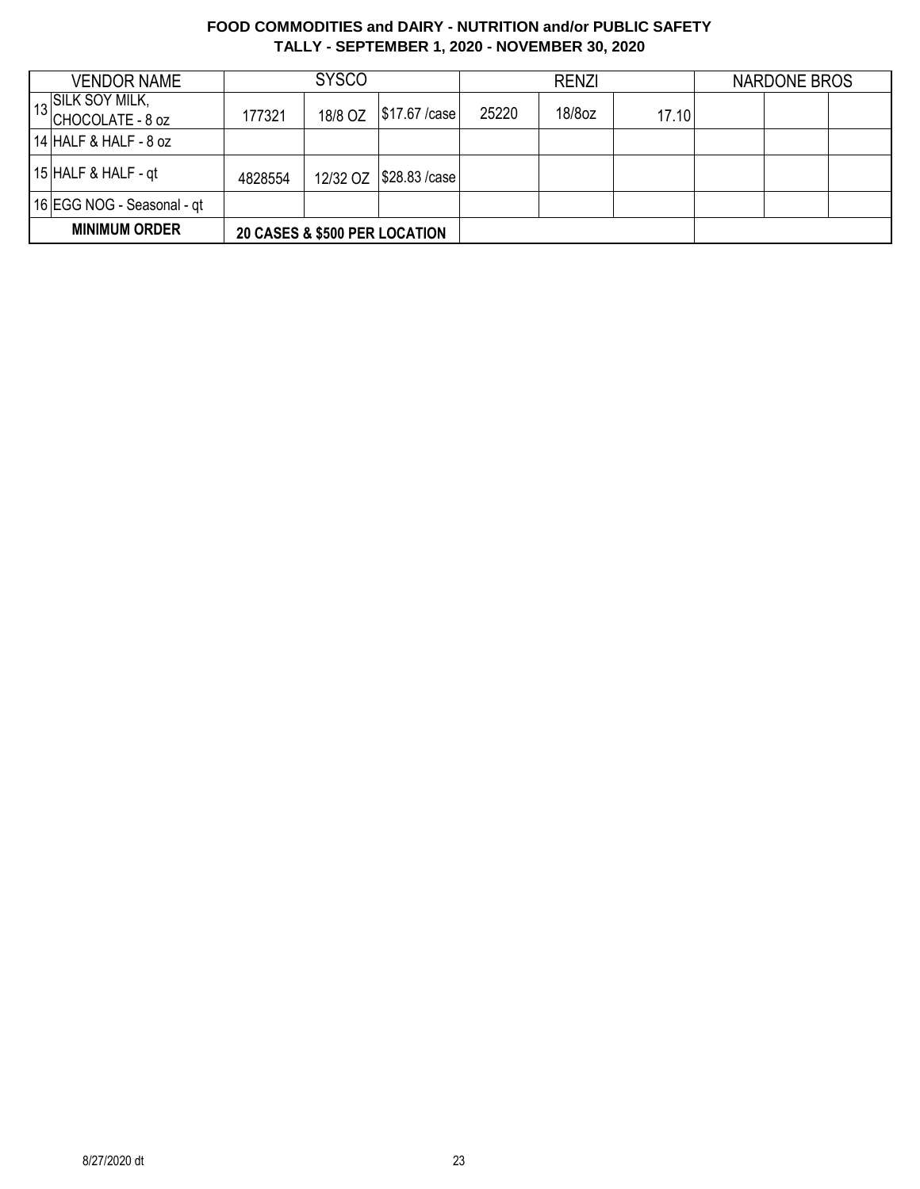**FOOD COMMODITIES and DAIRY - NUTRITION and/or PUBLIC SAFETY**
**TALLY - SEPTEMBER 1, 2020 - NOVEMBER 30, 2020**

| VENDOR NAME | SYSCO | | | RENZI | | | NARDONE BROS | | |
|---|---|---|---|---|---|---|---|---|---|
| 13 SILK SOY MILK, CHOCOLATE - 8 oz | 177321 | 18/8 OZ | $17.67 /case | 25220 | 18/8oz | 17.10 | | | |
| 14 HALF & HALF - 8 oz | | | | | | | | | |
| 15 HALF & HALF - qt | 4828554 | 12/32 OZ | $28.83 /case | | | | | | |
| 16 EGG NOG - Seasonal - qt | | | | | | | | | |
| **MINIMUM ORDER** | **20 CASES & $500 PER LOCATION** | | | | | | | | |

8/27/2020 dt